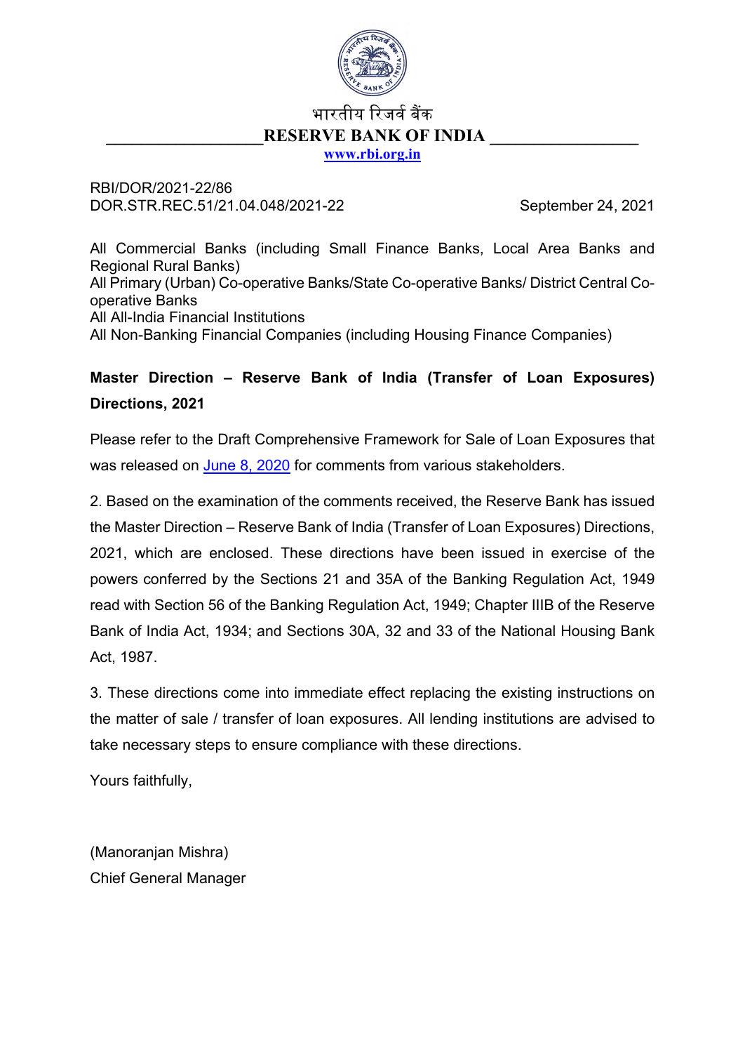भारतीय रिज़र्व बैंक

**RESERVE BANK OF INDIA**

www.rbi.org.in

RBI/DOR/2021-22/86
DOR.STR.REC.51/21.04.048/2021-22

September 24, 2021

All Commercial Banks (including Small Finance Banks, Local Area Banks and Regional Rural Banks)
All Primary (Urban) Co-operative Banks/State Co-operative Banks/ District Central Co-operative Banks
All All-India Financial Institutions
All Non-Banking Financial Companies (including Housing Finance Companies)

**Master Direction – Reserve Bank of India (Transfer of Loan Exposures) Directions, 2021**

Please refer to the Draft Comprehensive Framework for Sale of Loan Exposures that was released on June 8, 2020 for comments from various stakeholders.

2. Based on the examination of the comments received, the Reserve Bank has issued the Master Direction – Reserve Bank of India (Transfer of Loan Exposures) Directions, 2021, which are enclosed. These directions have been issued in exercise of the powers conferred by the Sections 21 and 35A of the Banking Regulation Act, 1949 read with Section 56 of the Banking Regulation Act, 1949; Chapter IIIB of the Reserve Bank of India Act, 1934; and Sections 30A, 32 and 33 of the National Housing Bank Act, 1987.

3. These directions come into immediate effect replacing the existing instructions on the matter of sale / transfer of loan exposures. All lending institutions are advised to take necessary steps to ensure compliance with these directions.

Yours faithfully,

(Manoranjan Mishra)
Chief General Manager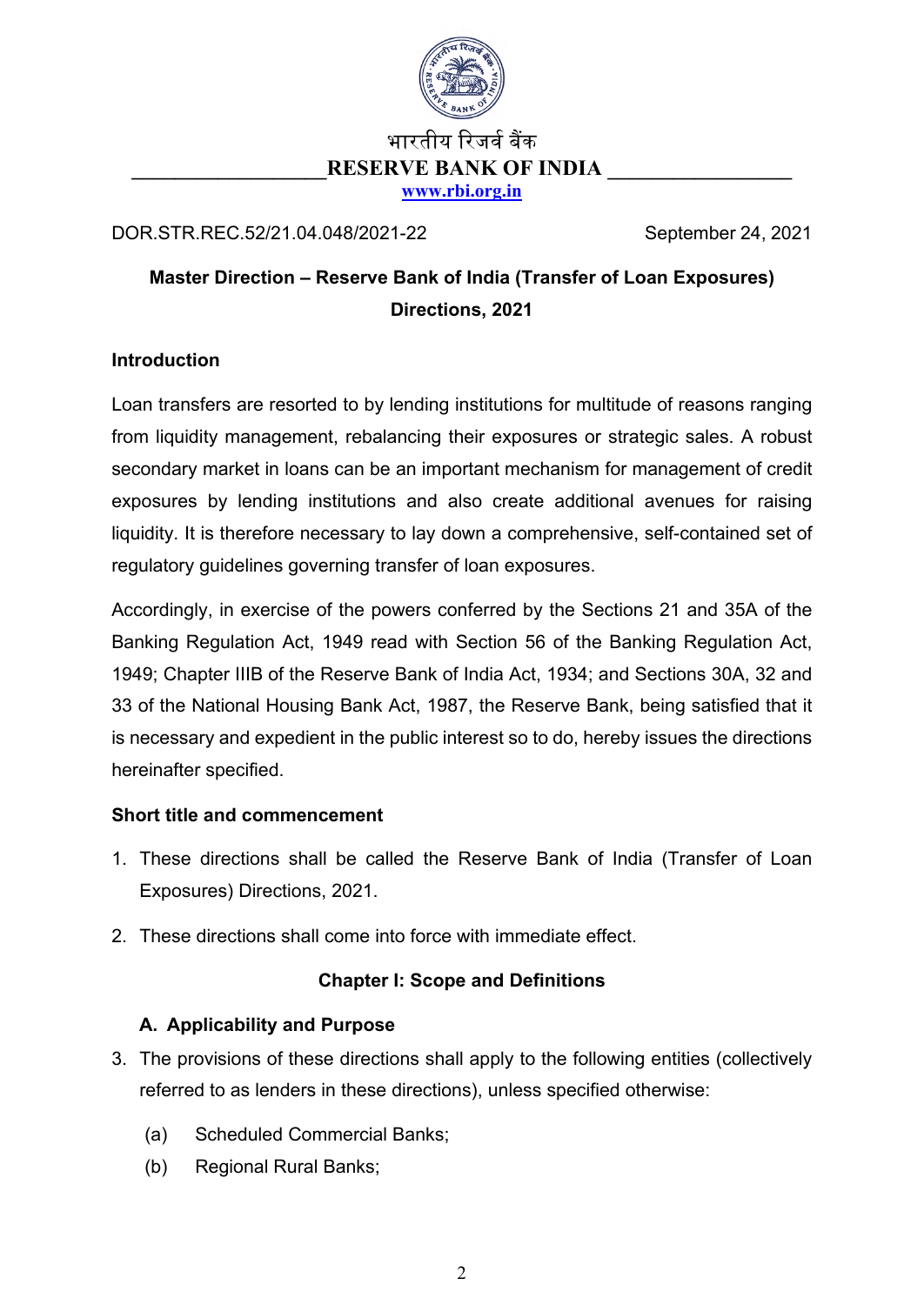भारतीय रिज़र्व बैंक

**RESERVE BANK OF INDIA**

www.rbi.org.in

DOR.STR.REC.52/21.04.048/2021-22 September 24, 2021

## Master Direction – Reserve Bank of India (Transfer of Loan Exposures) Directions, 2021

### Introduction

Loan transfers are resorted to by lending institutions for multitude of reasons ranging from liquidity management, rebalancing their exposures or strategic sales. A robust secondary market in loans can be an important mechanism for management of credit exposures by lending institutions and also create additional avenues for raising liquidity. It is therefore necessary to lay down a comprehensive, self-contained set of regulatory guidelines governing transfer of loan exposures.

Accordingly, in exercise of the powers conferred by the Sections 21 and 35A of the Banking Regulation Act, 1949 read with Section 56 of the Banking Regulation Act, 1949; Chapter IIIB of the Reserve Bank of India Act, 1934; and Sections 30A, 32 and 33 of the National Housing Bank Act, 1987, the Reserve Bank, being satisfied that it is necessary and expedient in the public interest so to do, hereby issues the directions hereinafter specified.

### Short title and commencement

1. These directions shall be called the Reserve Bank of India (Transfer of Loan Exposures) Directions, 2021.
2. These directions shall come into force with immediate effect.

## Chapter I: Scope and Definitions

### A. Applicability and Purpose

3. The provisions of these directions shall apply to the following entities (collectively referred to as lenders in these directions), unless specified otherwise:
   - (a) Scheduled Commercial Banks;
   - (b) Regional Rural Banks;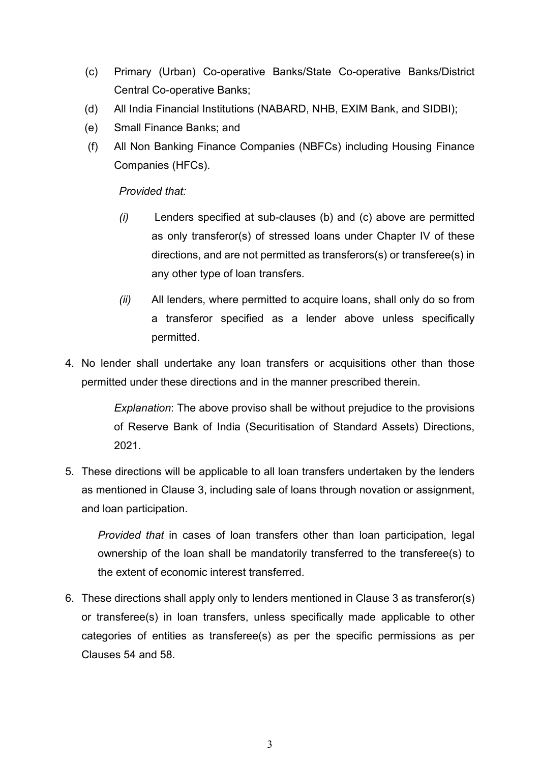(c) Primary (Urban) Co-operative Banks/State Co-operative Banks/District Central Co-operative Banks;

(d) All India Financial Institutions (NABARD, NHB, EXIM Bank, and SIDBI);

(e) Small Finance Banks; and

(f) All Non Banking Finance Companies (NBFCs) including Housing Finance Companies (HFCs).

*Provided that:*

*(i)* Lenders specified at sub-clauses (b) and (c) above are permitted as only transferor(s) of stressed loans under Chapter IV of these directions, and are not permitted as transferors(s) or transferee(s) in any other type of loan transfers.

*(ii)* All lenders, where permitted to acquire loans, shall only do so from a transferor specified as a lender above unless specifically permitted.

4. No lender shall undertake any loan transfers or acquisitions other than those permitted under these directions and in the manner prescribed therein.

   *Explanation*: The above proviso shall be without prejudice to the provisions of Reserve Bank of India (Securitisation of Standard Assets) Directions, 2021.

5. These directions will be applicable to all loan transfers undertaken by the lenders as mentioned in Clause 3, including sale of loans through novation or assignment, and loan participation.

   *Provided that* in cases of loan transfers other than loan participation, legal ownership of the loan shall be mandatorily transferred to the transferee(s) to the extent of economic interest transferred.

6. These directions shall apply only to lenders mentioned in Clause 3 as transferor(s) or transferee(s) in loan transfers, unless specifically made applicable to other categories of entities as transferee(s) as per the specific permissions as per Clauses 54 and 58.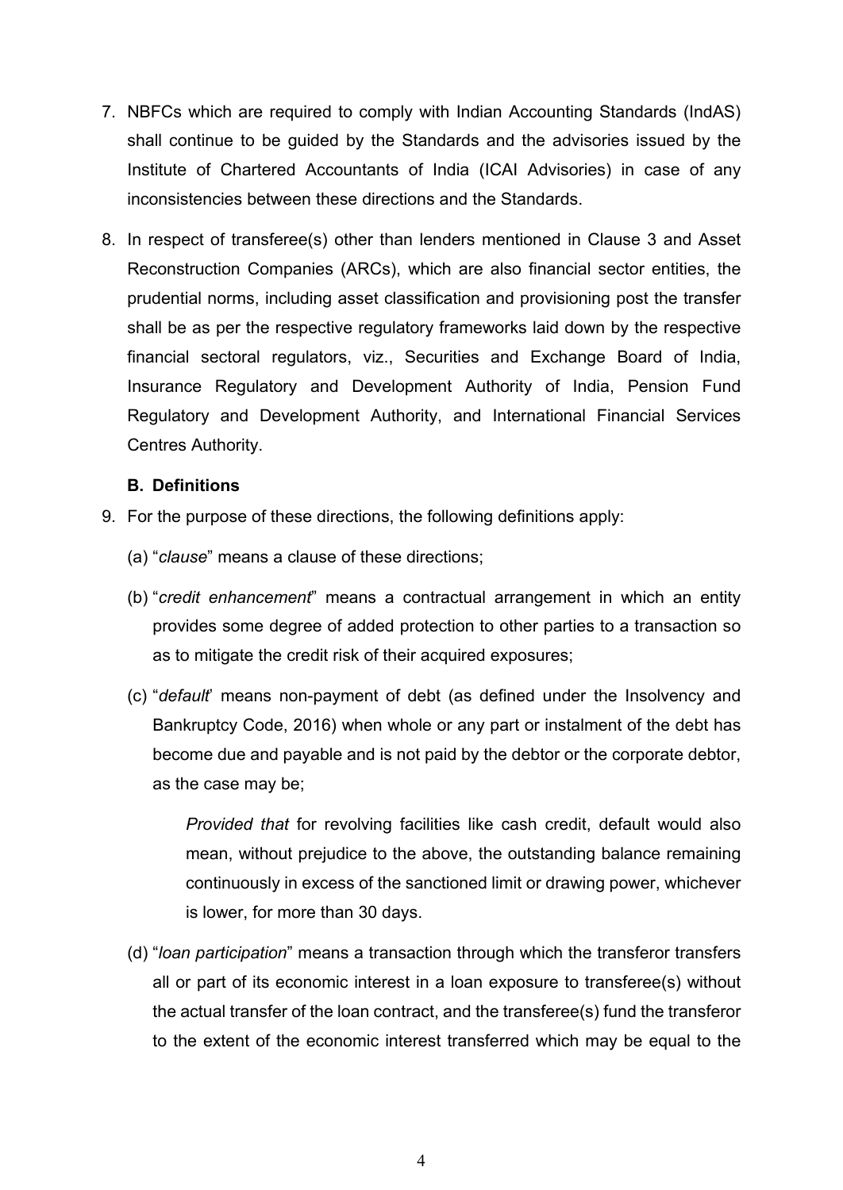7. NBFCs which are required to comply with Indian Accounting Standards (IndAS) shall continue to be guided by the Standards and the advisories issued by the Institute of Chartered Accountants of India (ICAI Advisories) in case of any inconsistencies between these directions and the Standards.

8. In respect of transferee(s) other than lenders mentioned in Clause 3 and Asset Reconstruction Companies (ARCs), which are also financial sector entities, the prudential norms, including asset classification and provisioning post the transfer shall be as per the respective regulatory frameworks laid down by the respective financial sectoral regulators, viz., Securities and Exchange Board of India, Insurance Regulatory and Development Authority of India, Pension Fund Regulatory and Development Authority, and International Financial Services Centres Authority.

### B. Definitions

9. For the purpose of these directions, the following definitions apply:

   (a) "*clause*" means a clause of these directions;

   (b) "*credit enhancement*" means a contractual arrangement in which an entity provides some degree of added protection to other parties to a transaction so as to mitigate the credit risk of their acquired exposures;

   (c) "*default*' means non-payment of debt (as defined under the Insolvency and Bankruptcy Code, 2016) when whole or any part or instalment of the debt has become due and payable and is not paid by the debtor or the corporate debtor, as the case may be;

      *Provided that* for revolving facilities like cash credit, default would also mean, without prejudice to the above, the outstanding balance remaining continuously in excess of the sanctioned limit or drawing power, whichever is lower, for more than 30 days.

   (d) "*loan participation*" means a transaction through which the transferor transfers all or part of its economic interest in a loan exposure to transferee(s) without the actual transfer of the loan contract, and the transferee(s) fund the transferor to the extent of the economic interest transferred which may be equal to the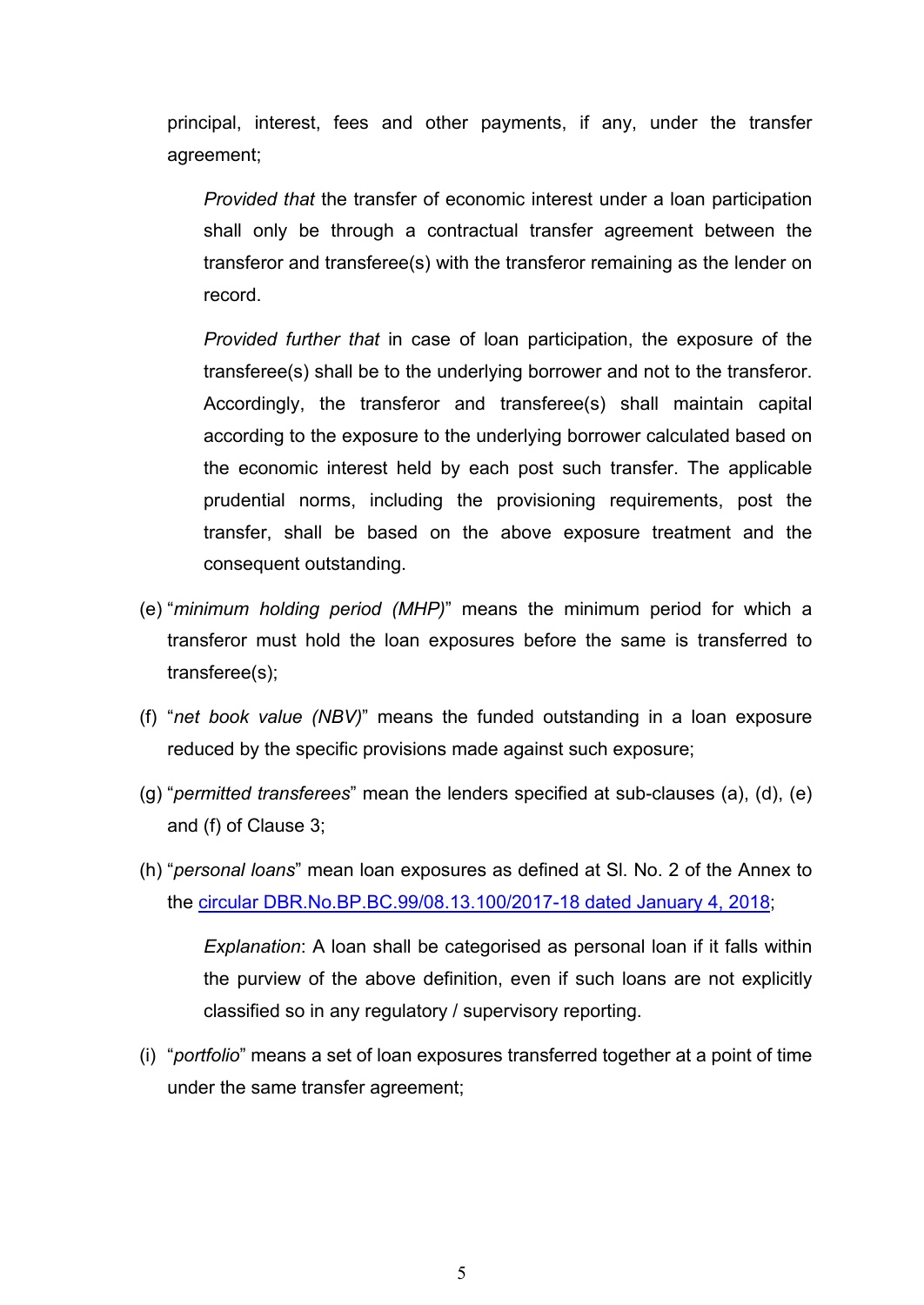principal, interest, fees and other payments, if any, under the transfer agreement;

*Provided that* the transfer of economic interest under a loan participation shall only be through a contractual transfer agreement between the transferor and transferee(s) with the transferor remaining as the lender on record.

*Provided further that* in case of loan participation, the exposure of the transferee(s) shall be to the underlying borrower and not to the transferor. Accordingly, the transferor and transferee(s) shall maintain capital according to the exposure to the underlying borrower calculated based on the economic interest held by each post such transfer. The applicable prudential norms, including the provisioning requirements, post the transfer, shall be based on the above exposure treatment and the consequent outstanding.

(e) "*minimum holding period (MHP)*" means the minimum period for which a transferor must hold the loan exposures before the same is transferred to transferee(s);

(f) "*net book value (NBV)*" means the funded outstanding in a loan exposure reduced by the specific provisions made against such exposure;

(g) "*permitted transferees*" mean the lenders specified at sub-clauses (a), (d), (e) and (f) of Clause 3;

(h) "*personal loans*" mean loan exposures as defined at Sl. No. 2 of the Annex to the circular DBR.No.BP.BC.99/08.13.100/2017-18 dated January 4, 2018;

*Explanation*: A loan shall be categorised as personal loan if it falls within the purview of the above definition, even if such loans are not explicitly classified so in any regulatory / supervisory reporting.

(i) "*portfolio*" means a set of loan exposures transferred together at a point of time under the same transfer agreement;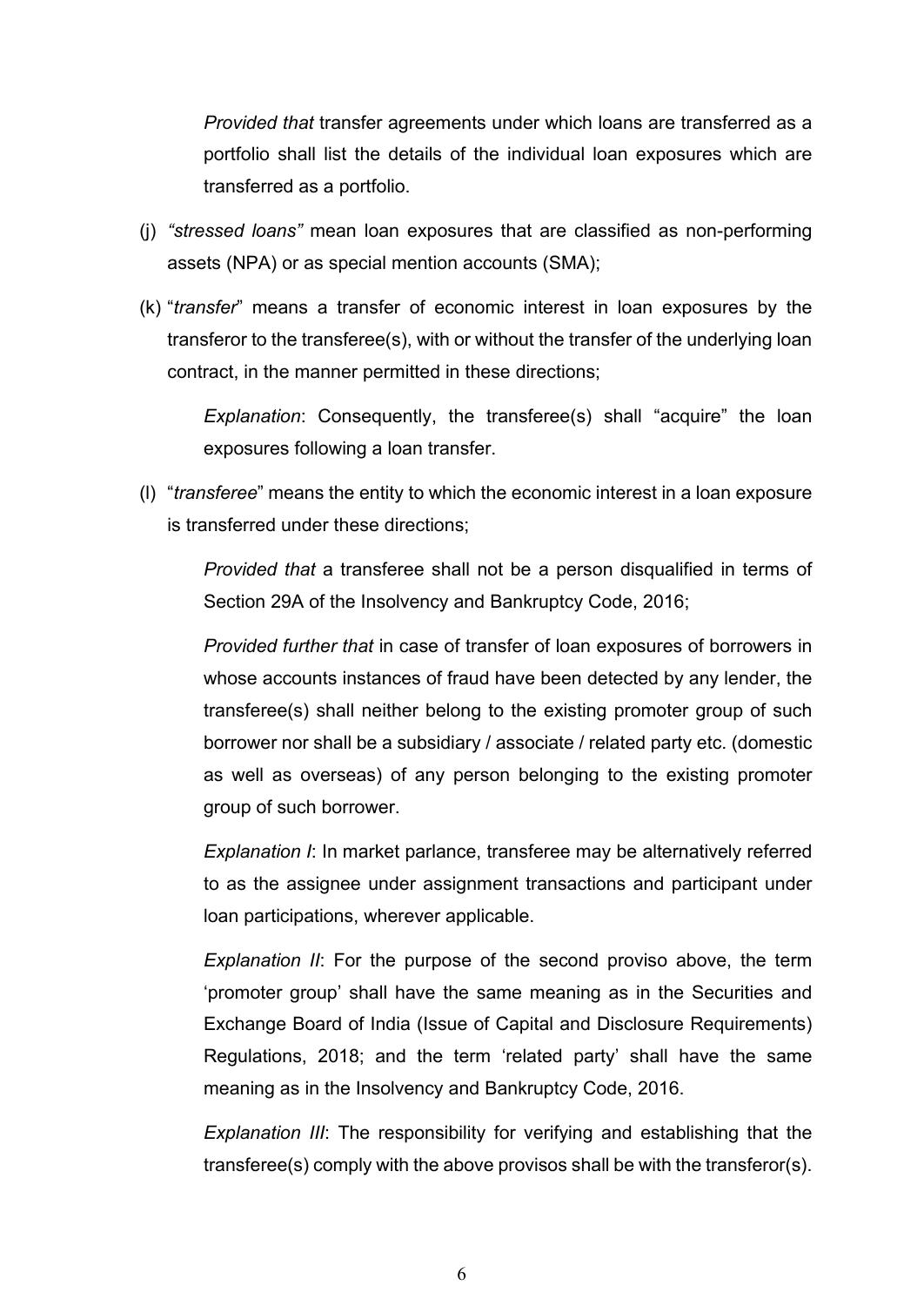*Provided that* transfer agreements under which loans are transferred as a portfolio shall list the details of the individual loan exposures which are transferred as a portfolio.

(j) *"stressed loans"* mean loan exposures that are classified as non-performing assets (NPA) or as special mention accounts (SMA);

(k) "*transfer*" means a transfer of economic interest in loan exposures by the transferor to the transferee(s), with or without the transfer of the underlying loan contract, in the manner permitted in these directions;

*Explanation*: Consequently, the transferee(s) shall "acquire" the loan exposures following a loan transfer.

(l) "*transferee*" means the entity to which the economic interest in a loan exposure is transferred under these directions;

*Provided that* a transferee shall not be a person disqualified in terms of Section 29A of the Insolvency and Bankruptcy Code, 2016;

*Provided further that* in case of transfer of loan exposures of borrowers in whose accounts instances of fraud have been detected by any lender, the transferee(s) shall neither belong to the existing promoter group of such borrower nor shall be a subsidiary / associate / related party etc. (domestic as well as overseas) of any person belonging to the existing promoter group of such borrower.

*Explanation I*: In market parlance, transferee may be alternatively referred to as the assignee under assignment transactions and participant under loan participations, wherever applicable.

*Explanation II*: For the purpose of the second proviso above, the term 'promoter group' shall have the same meaning as in the Securities and Exchange Board of India (Issue of Capital and Disclosure Requirements) Regulations, 2018; and the term 'related party' shall have the same meaning as in the Insolvency and Bankruptcy Code, 2016.

*Explanation III*: The responsibility for verifying and establishing that the transferee(s) comply with the above provisos shall be with the transferor(s).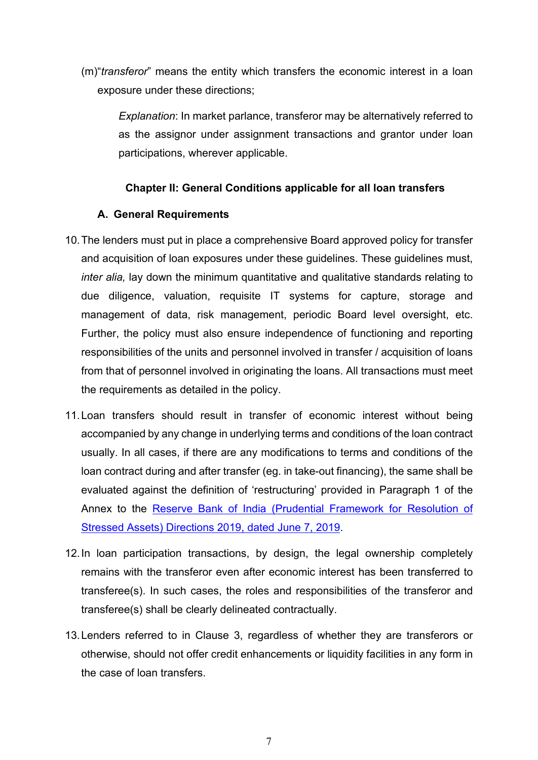(m) "*transferor*" means the entity which transfers the economic interest in a loan exposure under these directions;

> *Explanation*: In market parlance, transferor may be alternatively referred to as the assignor under assignment transactions and grantor under loan participations, wherever applicable.

## Chapter II: General Conditions applicable for all loan transfers

### A. General Requirements

10. The lenders must put in place a comprehensive Board approved policy for transfer and acquisition of loan exposures under these guidelines. These guidelines must, *inter alia,* lay down the minimum quantitative and qualitative standards relating to due diligence, valuation, requisite IT systems for capture, storage and management of data, risk management, periodic Board level oversight, etc. Further, the policy must also ensure independence of functioning and reporting responsibilities of the units and personnel involved in transfer / acquisition of loans from that of personnel involved in originating the loans. All transactions must meet the requirements as detailed in the policy.

11. Loan transfers should result in transfer of economic interest without being accompanied by any change in underlying terms and conditions of the loan contract usually. In all cases, if there are any modifications to terms and conditions of the loan contract during and after transfer (eg. in take-out financing), the same shall be evaluated against the definition of 'restructuring' provided in Paragraph 1 of the Annex to the Reserve Bank of India (Prudential Framework for Resolution of Stressed Assets) Directions 2019, dated June 7, 2019.

12. In loan participation transactions, by design, the legal ownership completely remains with the transferor even after economic interest has been transferred to transferee(s). In such cases, the roles and responsibilities of the transferor and transferee(s) shall be clearly delineated contractually.

13. Lenders referred to in Clause 3, regardless of whether they are transferors or otherwise, should not offer credit enhancements or liquidity facilities in any form in the case of loan transfers.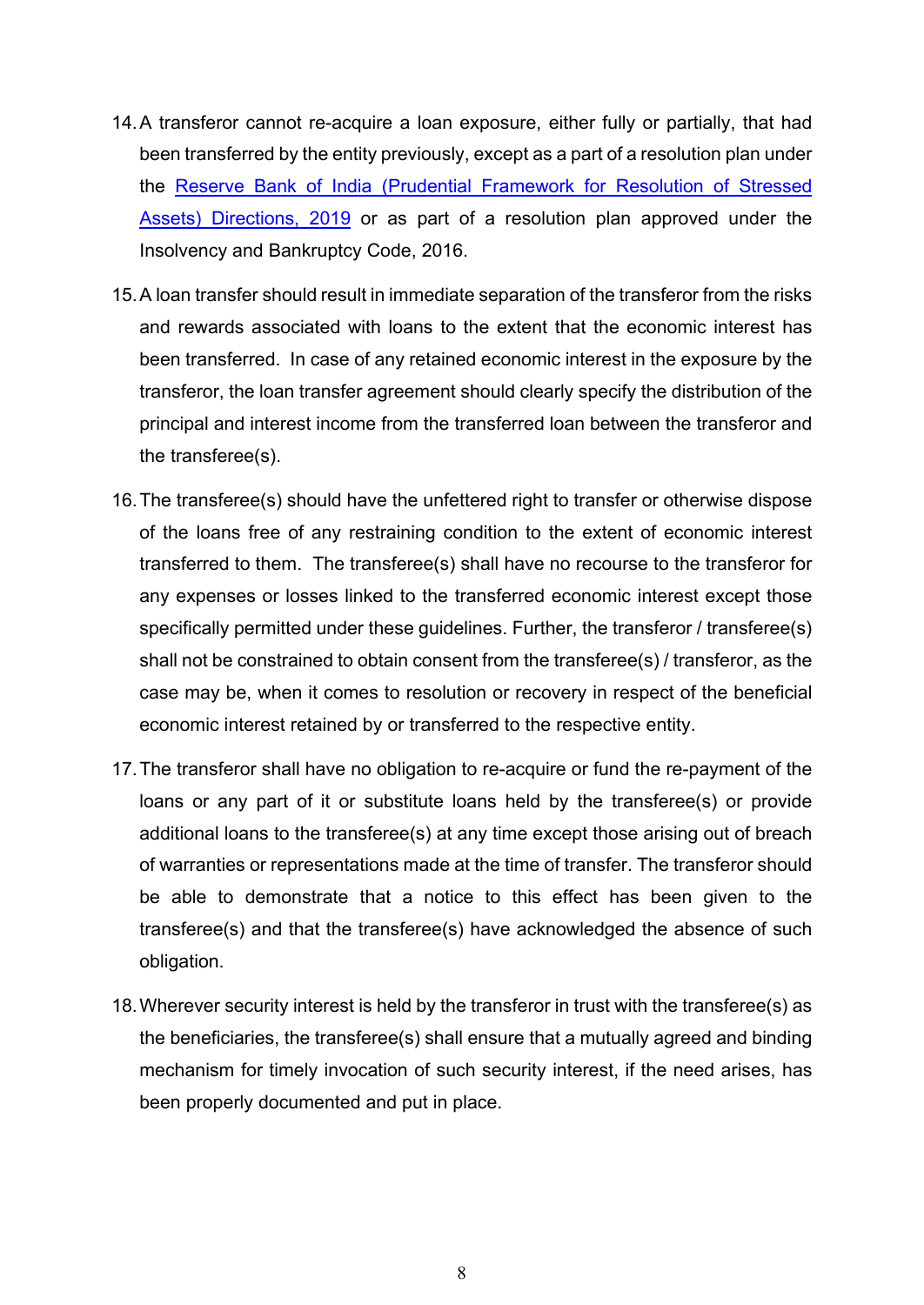14. A transferor cannot re-acquire a loan exposure, either fully or partially, that had been transferred by the entity previously, except as a part of a resolution plan under the Reserve Bank of India (Prudential Framework for Resolution of Stressed Assets) Directions, 2019 or as part of a resolution plan approved under the Insolvency and Bankruptcy Code, 2016.

15. A loan transfer should result in immediate separation of the transferor from the risks and rewards associated with loans to the extent that the economic interest has been transferred. In case of any retained economic interest in the exposure by the transferor, the loan transfer agreement should clearly specify the distribution of the principal and interest income from the transferred loan between the transferor and the transferee(s).

16. The transferee(s) should have the unfettered right to transfer or otherwise dispose of the loans free of any restraining condition to the extent of economic interest transferred to them. The transferee(s) shall have no recourse to the transferor for any expenses or losses linked to the transferred economic interest except those specifically permitted under these guidelines. Further, the transferor / transferee(s) shall not be constrained to obtain consent from the transferee(s) / transferor, as the case may be, when it comes to resolution or recovery in respect of the beneficial economic interest retained by or transferred to the respective entity.

17. The transferor shall have no obligation to re-acquire or fund the re-payment of the loans or any part of it or substitute loans held by the transferee(s) or provide additional loans to the transferee(s) at any time except those arising out of breach of warranties or representations made at the time of transfer. The transferor should be able to demonstrate that a notice to this effect has been given to the transferee(s) and that the transferee(s) have acknowledged the absence of such obligation.

18. Wherever security interest is held by the transferor in trust with the transferee(s) as the beneficiaries, the transferee(s) shall ensure that a mutually agreed and binding mechanism for timely invocation of such security interest, if the need arises, has been properly documented and put in place.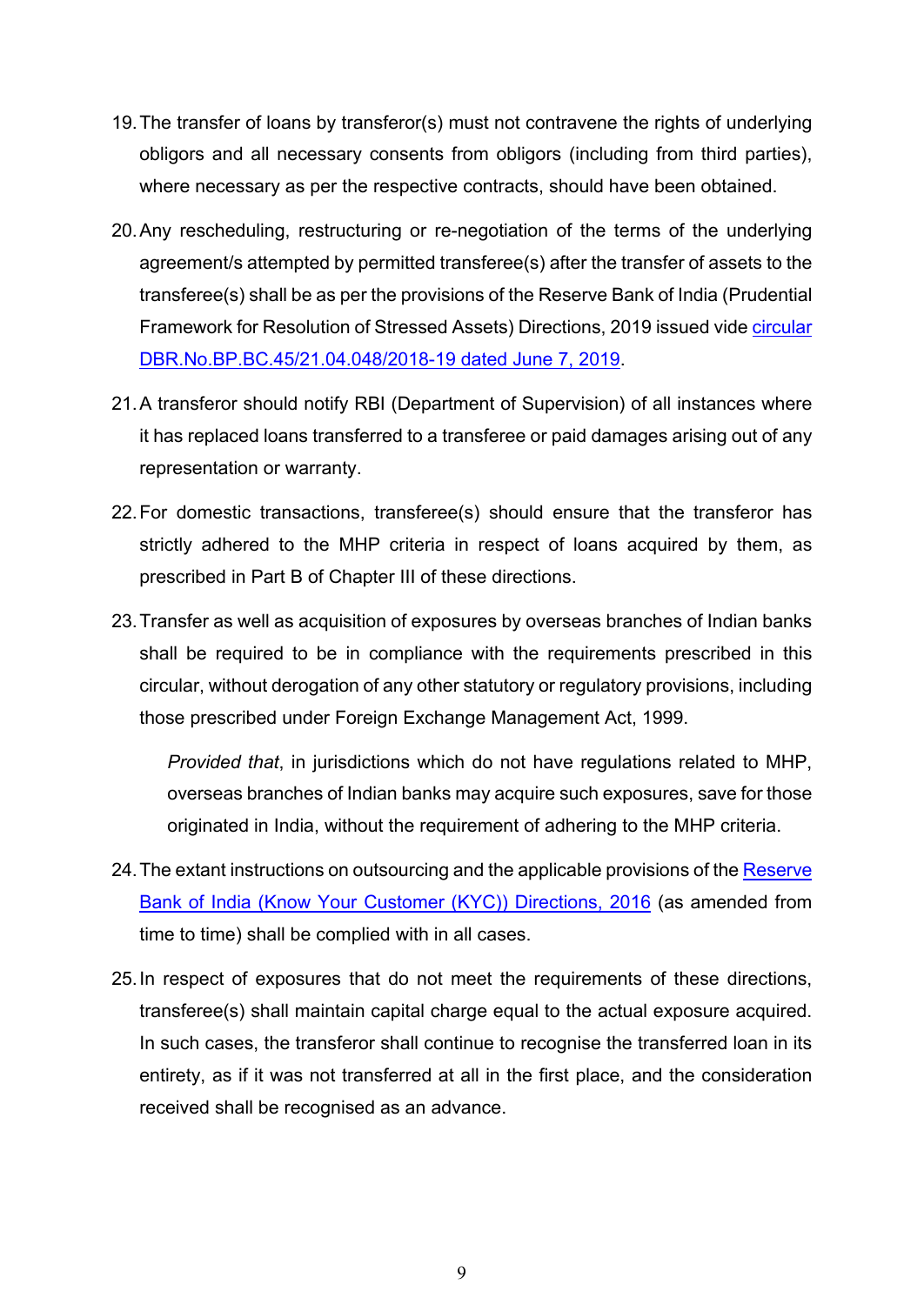19. The transfer of loans by transferor(s) must not contravene the rights of underlying obligors and all necessary consents from obligors (including from third parties), where necessary as per the respective contracts, should have been obtained.

20. Any rescheduling, restructuring or re-negotiation of the terms of the underlying agreement/s attempted by permitted transferee(s) after the transfer of assets to the transferee(s) shall be as per the provisions of the Reserve Bank of India (Prudential Framework for Resolution of Stressed Assets) Directions, 2019 issued vide circular DBR.No.BP.BC.45/21.04.048/2018-19 dated June 7, 2019.

21. A transferor should notify RBI (Department of Supervision) of all instances where it has replaced loans transferred to a transferee or paid damages arising out of any representation or warranty.

22. For domestic transactions, transferee(s) should ensure that the transferor has strictly adhered to the MHP criteria in respect of loans acquired by them, as prescribed in Part B of Chapter III of these directions.

23. Transfer as well as acquisition of exposures by overseas branches of Indian banks shall be required to be in compliance with the requirements prescribed in this circular, without derogation of any other statutory or regulatory provisions, including those prescribed under Foreign Exchange Management Act, 1999.

    *Provided that*, in jurisdictions which do not have regulations related to MHP, overseas branches of Indian banks may acquire such exposures, save for those originated in India, without the requirement of adhering to the MHP criteria.

24. The extant instructions on outsourcing and the applicable provisions of the Reserve Bank of India (Know Your Customer (KYC)) Directions, 2016 (as amended from time to time) shall be complied with in all cases.

25. In respect of exposures that do not meet the requirements of these directions, transferee(s) shall maintain capital charge equal to the actual exposure acquired. In such cases, the transferor shall continue to recognise the transferred loan in its entirety, as if it was not transferred at all in the first place, and the consideration received shall be recognised as an advance.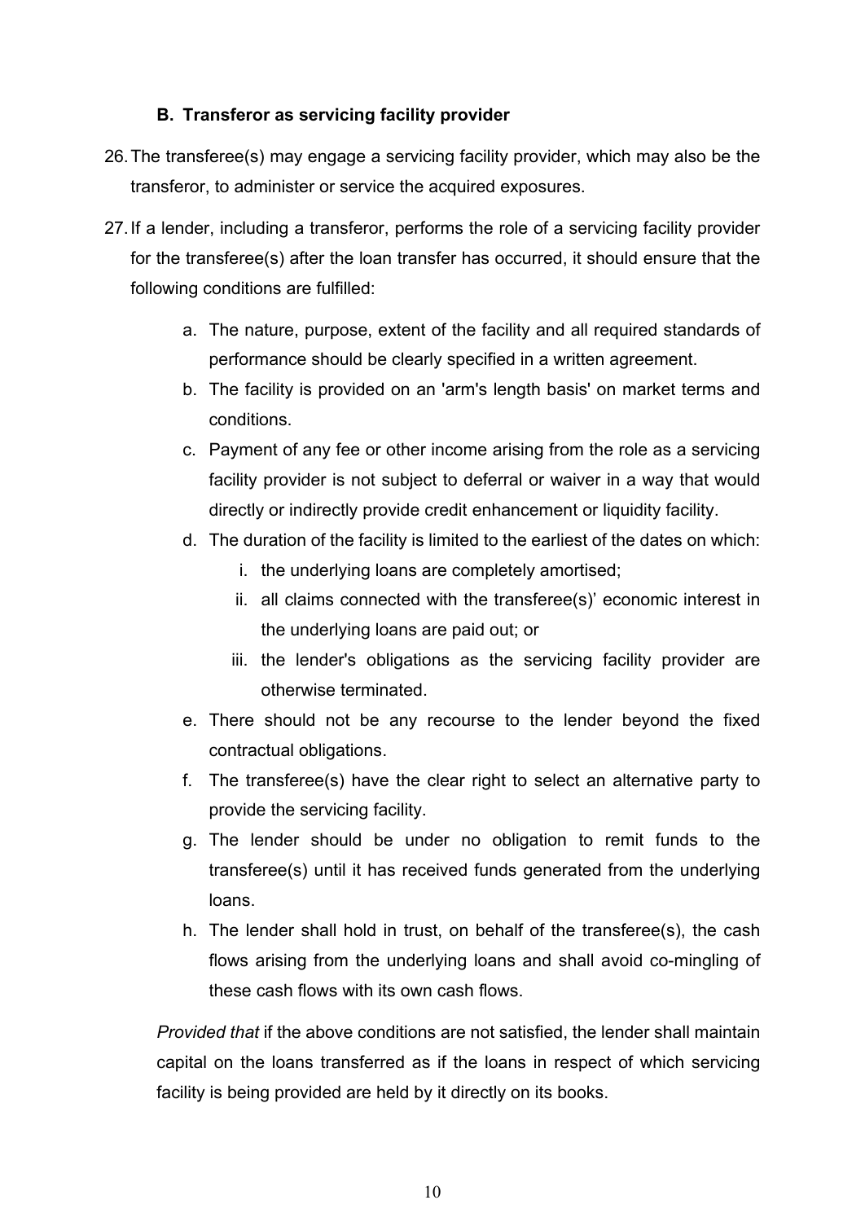### B. Transferor as servicing facility provider

26. The transferee(s) may engage a servicing facility provider, which may also be the transferor, to administer or service the acquired exposures.

27. If a lender, including a transferor, performs the role of a servicing facility provider for the transferee(s) after the loan transfer has occurred, it should ensure that the following conditions are fulfilled:

    a. The nature, purpose, extent of the facility and all required standards of performance should be clearly specified in a written agreement.

    b. The facility is provided on an 'arm's length basis' on market terms and conditions.

    c. Payment of any fee or other income arising from the role as a servicing facility provider is not subject to deferral or waiver in a way that would directly or indirectly provide credit enhancement or liquidity facility.

    d. The duration of the facility is limited to the earliest of the dates on which:

       i. the underlying loans are completely amortised;

       ii. all claims connected with the transferee(s)' economic interest in the underlying loans are paid out; or

       iii. the lender's obligations as the servicing facility provider are otherwise terminated.

    e. There should not be any recourse to the lender beyond the fixed contractual obligations.

    f. The transferee(s) have the clear right to select an alternative party to provide the servicing facility.

    g. The lender should be under no obligation to remit funds to the transferee(s) until it has received funds generated from the underlying loans.

    h. The lender shall hold in trust, on behalf of the transferee(s), the cash flows arising from the underlying loans and shall avoid co-mingling of these cash flows with its own cash flows.

    *Provided that* if the above conditions are not satisfied, the lender shall maintain capital on the loans transferred as if the loans in respect of which servicing facility is being provided are held by it directly on its books.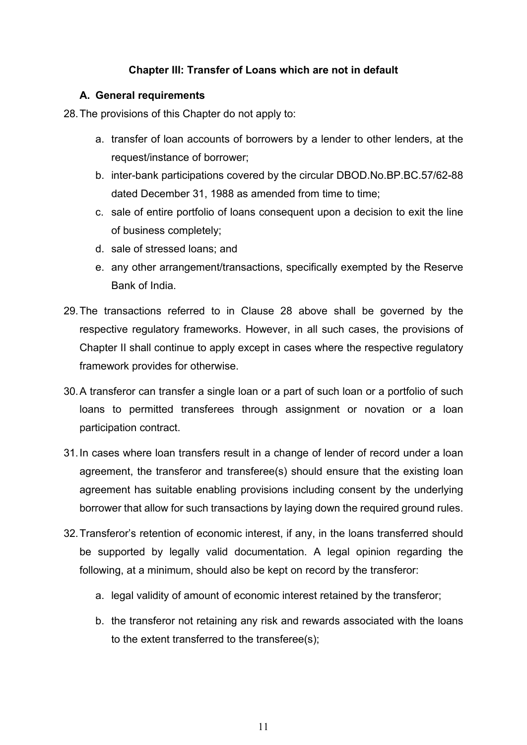## Chapter III: Transfer of Loans which are not in default

### A. General requirements

28. The provisions of this Chapter do not apply to:

    a. transfer of loan accounts of borrowers by a lender to other lenders, at the request/instance of borrower;

    b. inter-bank participations covered by the circular DBOD.No.BP.BC.57/62-88 dated December 31, 1988 as amended from time to time;

    c. sale of entire portfolio of loans consequent upon a decision to exit the line of business completely;

    d. sale of stressed loans; and

    e. any other arrangement/transactions, specifically exempted by the Reserve Bank of India.

29. The transactions referred to in Clause 28 above shall be governed by the respective regulatory frameworks. However, in all such cases, the provisions of Chapter II shall continue to apply except in cases where the respective regulatory framework provides for otherwise.

30. A transferor can transfer a single loan or a part of such loan or a portfolio of such loans to permitted transferees through assignment or novation or a loan participation contract.

31. In cases where loan transfers result in a change of lender of record under a loan agreement, the transferor and transferee(s) should ensure that the existing loan agreement has suitable enabling provisions including consent by the underlying borrower that allow for such transactions by laying down the required ground rules.

32. Transferor's retention of economic interest, if any, in the loans transferred should be supported by legally valid documentation. A legal opinion regarding the following, at a minimum, should also be kept on record by the transferor:

    a. legal validity of amount of economic interest retained by the transferor;

    b. the transferor not retaining any risk and rewards associated with the loans to the extent transferred to the transferee(s);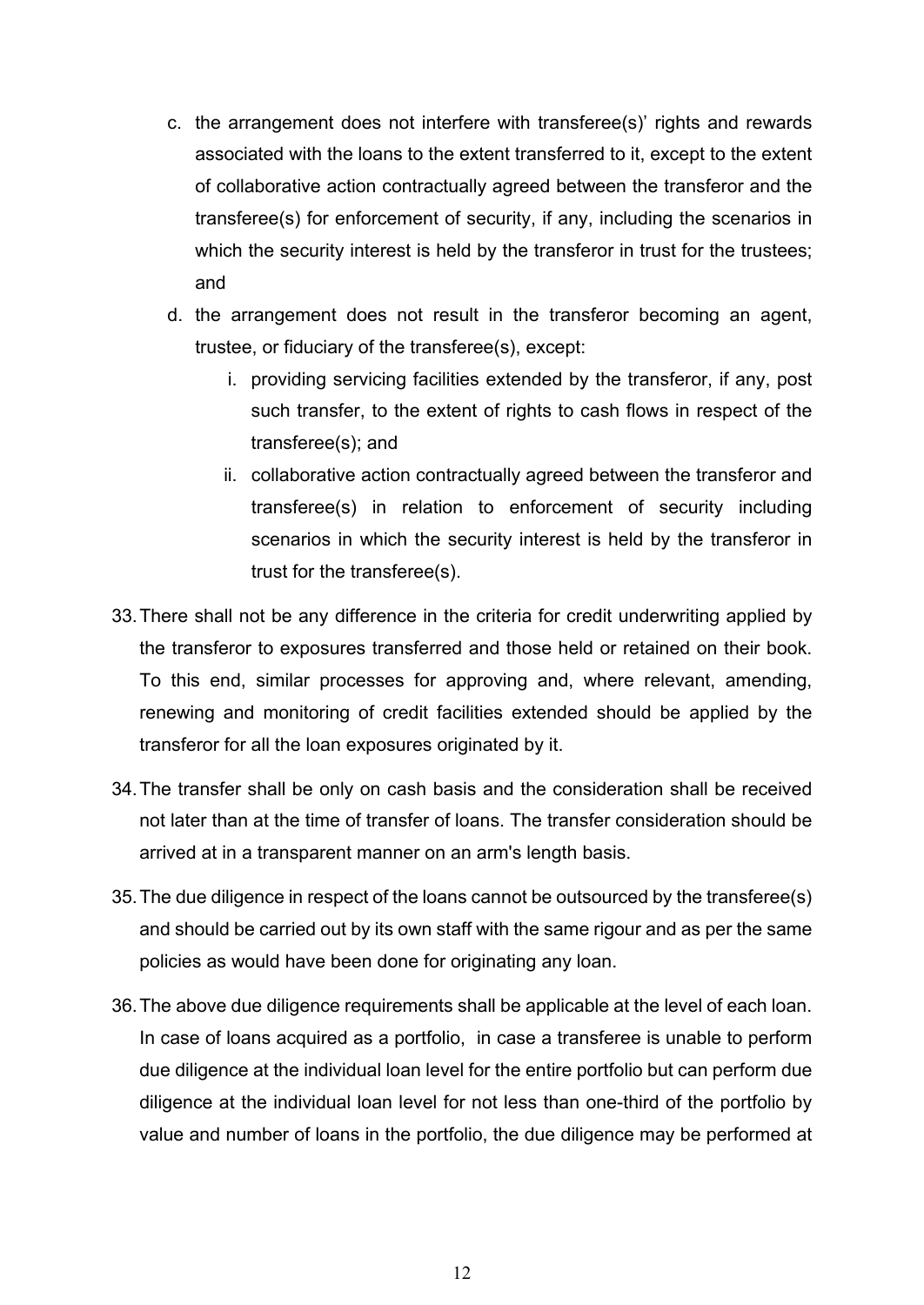c. the arrangement does not interfere with transferee(s)' rights and rewards associated with the loans to the extent transferred to it, except to the extent of collaborative action contractually agreed between the transferor and the transferee(s) for enforcement of security, if any, including the scenarios in which the security interest is held by the transferor in trust for the trustees; and

d. the arrangement does not result in the transferor becoming an agent, trustee, or fiduciary of the transferee(s), except:

   i. providing servicing facilities extended by the transferor, if any, post such transfer, to the extent of rights to cash flows in respect of the transferee(s); and

   ii. collaborative action contractually agreed between the transferor and transferee(s) in relation to enforcement of security including scenarios in which the security interest is held by the transferor in trust for the transferee(s).

33. There shall not be any difference in the criteria for credit underwriting applied by the transferor to exposures transferred and those held or retained on their book. To this end, similar processes for approving and, where relevant, amending, renewing and monitoring of credit facilities extended should be applied by the transferor for all the loan exposures originated by it.

34. The transfer shall be only on cash basis and the consideration shall be received not later than at the time of transfer of loans. The transfer consideration should be arrived at in a transparent manner on an arm's length basis.

35. The due diligence in respect of the loans cannot be outsourced by the transferee(s) and should be carried out by its own staff with the same rigour and as per the same policies as would have been done for originating any loan.

36. The above due diligence requirements shall be applicable at the level of each loan. In case of loans acquired as a portfolio, in case a transferee is unable to perform due diligence at the individual loan level for the entire portfolio but can perform due diligence at the individual loan level for not less than one-third of the portfolio by value and number of loans in the portfolio, the due diligence may be performed at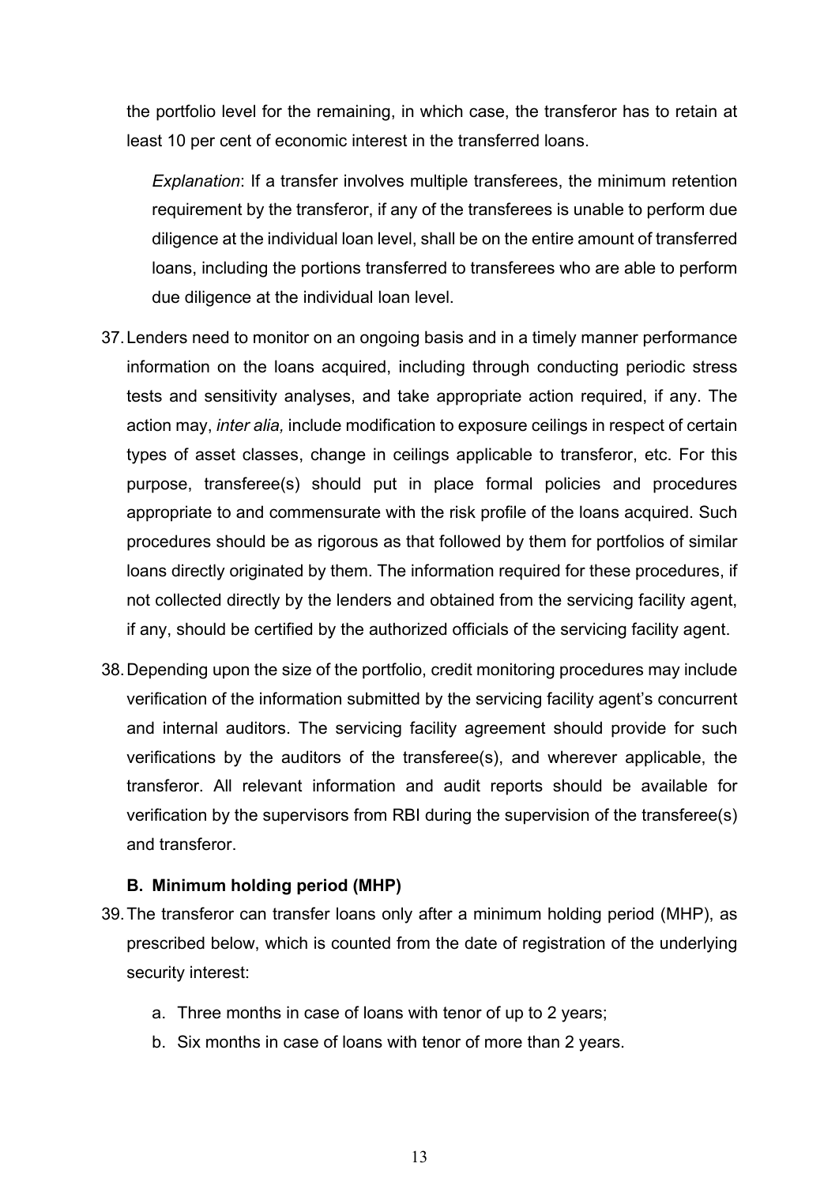the portfolio level for the remaining, in which case, the transferor has to retain at least 10 per cent of economic interest in the transferred loans.

*Explanation*: If a transfer involves multiple transferees, the minimum retention requirement by the transferor, if any of the transferees is unable to perform due diligence at the individual loan level, shall be on the entire amount of transferred loans, including the portions transferred to transferees who are able to perform due diligence at the individual loan level.

37. Lenders need to monitor on an ongoing basis and in a timely manner performance information on the loans acquired, including through conducting periodic stress tests and sensitivity analyses, and take appropriate action required, if any. The action may, *inter alia,* include modification to exposure ceilings in respect of certain types of asset classes, change in ceilings applicable to transferor, etc. For this purpose, transferee(s) should put in place formal policies and procedures appropriate to and commensurate with the risk profile of the loans acquired. Such procedures should be as rigorous as that followed by them for portfolios of similar loans directly originated by them. The information required for these procedures, if not collected directly by the lenders and obtained from the servicing facility agent, if any, should be certified by the authorized officials of the servicing facility agent.

38. Depending upon the size of the portfolio, credit monitoring procedures may include verification of the information submitted by the servicing facility agent's concurrent and internal auditors. The servicing facility agreement should provide for such verifications by the auditors of the transferee(s), and wherever applicable, the transferor. All relevant information and audit reports should be available for verification by the supervisors from RBI during the supervision of the transferee(s) and transferor.

### B. Minimum holding period (MHP)

39. The transferor can transfer loans only after a minimum holding period (MHP), as prescribed below, which is counted from the date of registration of the underlying security interest:

    a. Three months in case of loans with tenor of up to 2 years;

    b. Six months in case of loans with tenor of more than 2 years.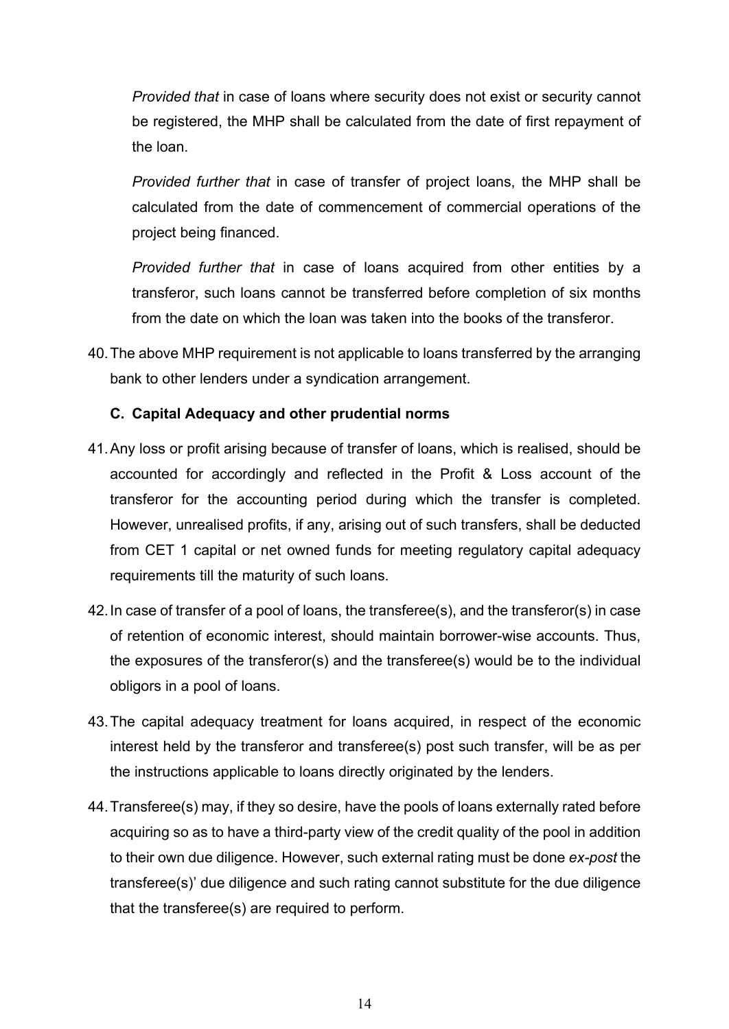*Provided that* in case of loans where security does not exist or security cannot be registered, the MHP shall be calculated from the date of first repayment of the loan.

*Provided further that* in case of transfer of project loans, the MHP shall be calculated from the date of commencement of commercial operations of the project being financed.

*Provided further that* in case of loans acquired from other entities by a transferor, such loans cannot be transferred before completion of six months from the date on which the loan was taken into the books of the transferor.

40. The above MHP requirement is not applicable to loans transferred by the arranging bank to other lenders under a syndication arrangement.

### C. Capital Adequacy and other prudential norms

41. Any loss or profit arising because of transfer of loans, which is realised, should be accounted for accordingly and reflected in the Profit & Loss account of the transferor for the accounting period during which the transfer is completed. However, unrealised profits, if any, arising out of such transfers, shall be deducted from CET 1 capital or net owned funds for meeting regulatory capital adequacy requirements till the maturity of such loans.

42. In case of transfer of a pool of loans, the transferee(s), and the transferor(s) in case of retention of economic interest, should maintain borrower-wise accounts. Thus, the exposures of the transferor(s) and the transferee(s) would be to the individual obligors in a pool of loans.

43. The capital adequacy treatment for loans acquired, in respect of the economic interest held by the transferor and transferee(s) post such transfer, will be as per the instructions applicable to loans directly originated by the lenders.

44. Transferee(s) may, if they so desire, have the pools of loans externally rated before acquiring so as to have a third-party view of the credit quality of the pool in addition to their own due diligence. However, such external rating must be done *ex-post* the transferee(s)' due diligence and such rating cannot substitute for the due diligence that the transferee(s) are required to perform.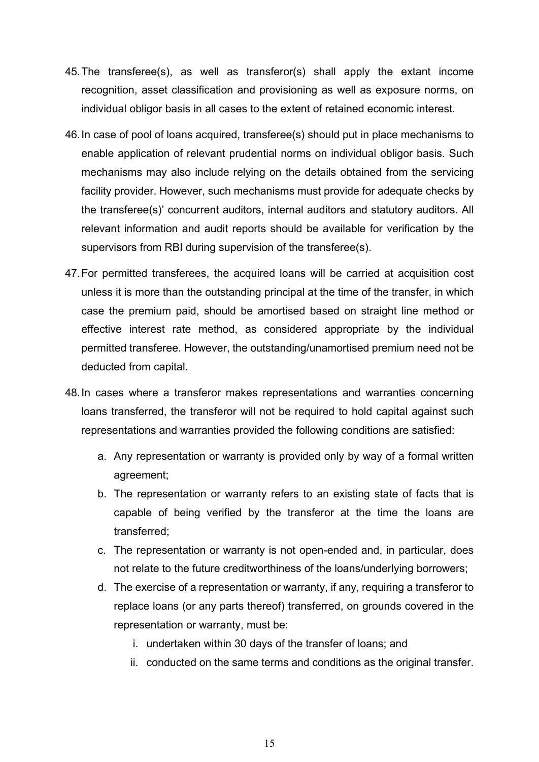45. The transferee(s), as well as transferor(s) shall apply the extant income recognition, asset classification and provisioning as well as exposure norms, on individual obligor basis in all cases to the extent of retained economic interest.

46. In case of pool of loans acquired, transferee(s) should put in place mechanisms to enable application of relevant prudential norms on individual obligor basis. Such mechanisms may also include relying on the details obtained from the servicing facility provider. However, such mechanisms must provide for adequate checks by the transferee(s)' concurrent auditors, internal auditors and statutory auditors. All relevant information and audit reports should be available for verification by the supervisors from RBI during supervision of the transferee(s).

47. For permitted transferees, the acquired loans will be carried at acquisition cost unless it is more than the outstanding principal at the time of the transfer, in which case the premium paid, should be amortised based on straight line method or effective interest rate method, as considered appropriate by the individual permitted transferee. However, the outstanding/unamortised premium need not be deducted from capital.

48. In cases where a transferor makes representations and warranties concerning loans transferred, the transferor will not be required to hold capital against such representations and warranties provided the following conditions are satisfied:

    a. Any representation or warranty is provided only by way of a formal written agreement;
    b. The representation or warranty refers to an existing state of facts that is capable of being verified by the transferor at the time the loans are transferred;
    c. The representation or warranty is not open-ended and, in particular, does not relate to the future creditworthiness of the loans/underlying borrowers;
    d. The exercise of a representation or warranty, if any, requiring a transferor to replace loans (or any parts thereof) transferred, on grounds covered in the representation or warranty, must be:
        i. undertaken within 30 days of the transfer of loans; and
        ii. conducted on the same terms and conditions as the original transfer.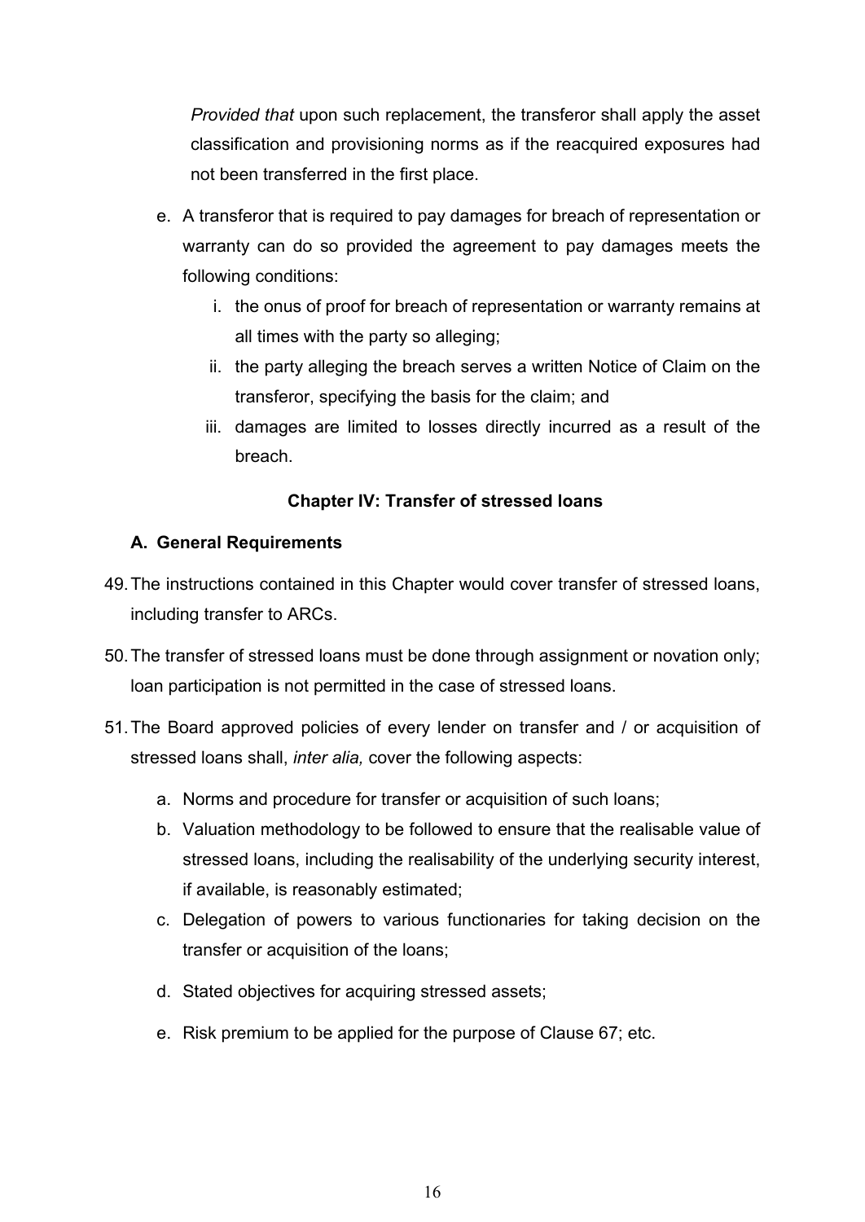*Provided that* upon such replacement, the transferor shall apply the asset classification and provisioning norms as if the reacquired exposures had not been transferred in the first place.

e. A transferor that is required to pay damages for breach of representation or warranty can do so provided the agreement to pay damages meets the following conditions:
   i. the onus of proof for breach of representation or warranty remains at all times with the party so alleging;
   ii. the party alleging the breach serves a written Notice of Claim on the transferor, specifying the basis for the claim; and
   iii. damages are limited to losses directly incurred as a result of the breach.

## Chapter IV: Transfer of stressed loans

### A. General Requirements

49. The instructions contained in this Chapter would cover transfer of stressed loans, including transfer to ARCs.

50. The transfer of stressed loans must be done through assignment or novation only; loan participation is not permitted in the case of stressed loans.

51. The Board approved policies of every lender on transfer and / or acquisition of stressed loans shall, *inter alia,* cover the following aspects:
   a. Norms and procedure for transfer or acquisition of such loans;
   b. Valuation methodology to be followed to ensure that the realisable value of stressed loans, including the realisability of the underlying security interest, if available, is reasonably estimated;
   c. Delegation of powers to various functionaries for taking decision on the transfer or acquisition of the loans;
   d. Stated objectives for acquiring stressed assets;
   e. Risk premium to be applied for the purpose of Clause 67; etc.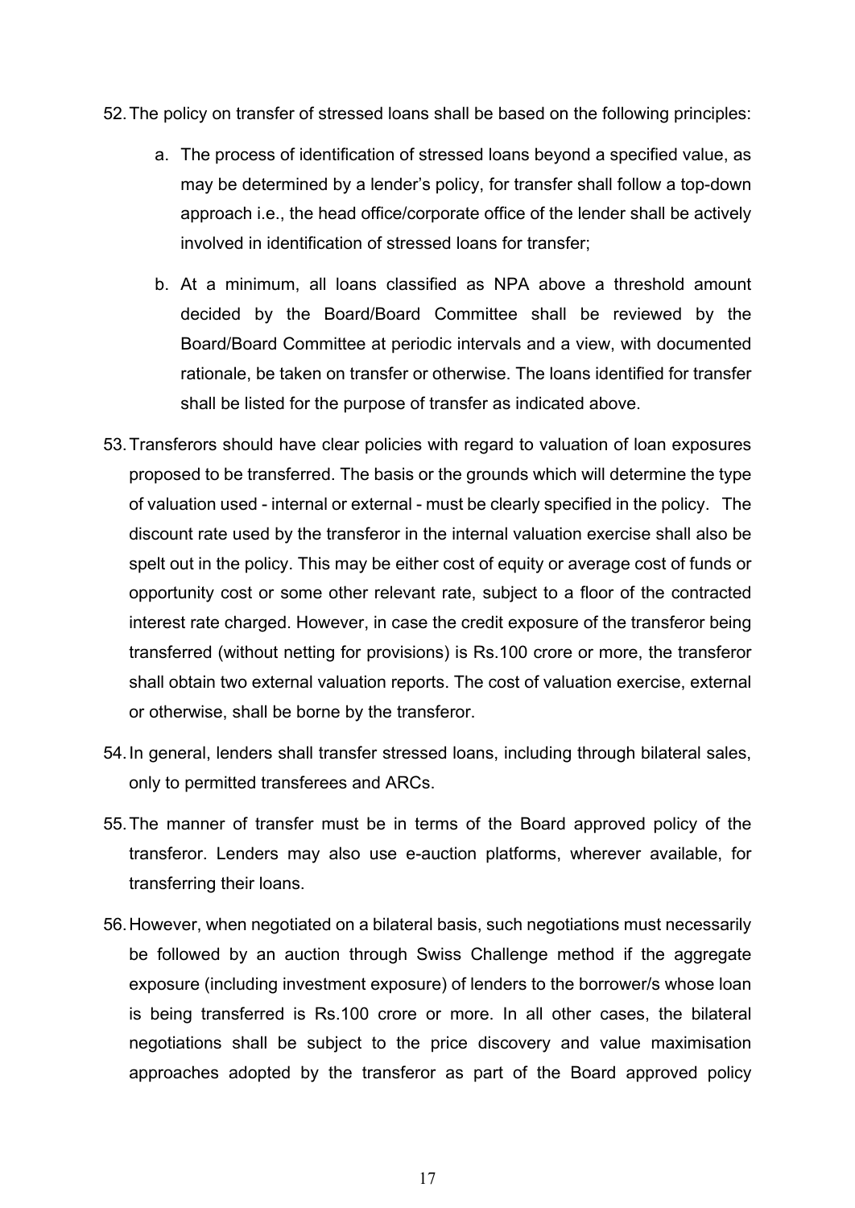52. The policy on transfer of stressed loans shall be based on the following principles:

    a. The process of identification of stressed loans beyond a specified value, as may be determined by a lender's policy, for transfer shall follow a top-down approach i.e., the head office/corporate office of the lender shall be actively involved in identification of stressed loans for transfer;

    b. At a minimum, all loans classified as NPA above a threshold amount decided by the Board/Board Committee shall be reviewed by the Board/Board Committee at periodic intervals and a view, with documented rationale, be taken on transfer or otherwise. The loans identified for transfer shall be listed for the purpose of transfer as indicated above.

53. Transferors should have clear policies with regard to valuation of loan exposures proposed to be transferred. The basis or the grounds which will determine the type of valuation used - internal or external - must be clearly specified in the policy. The discount rate used by the transferor in the internal valuation exercise shall also be spelt out in the policy. This may be either cost of equity or average cost of funds or opportunity cost or some other relevant rate, subject to a floor of the contracted interest rate charged. However, in case the credit exposure of the transferor being transferred (without netting for provisions) is Rs.100 crore or more, the transferor shall obtain two external valuation reports. The cost of valuation exercise, external or otherwise, shall be borne by the transferor.

54. In general, lenders shall transfer stressed loans, including through bilateral sales, only to permitted transferees and ARCs.

55. The manner of transfer must be in terms of the Board approved policy of the transferor. Lenders may also use e-auction platforms, wherever available, for transferring their loans.

56. However, when negotiated on a bilateral basis, such negotiations must necessarily be followed by an auction through Swiss Challenge method if the aggregate exposure (including investment exposure) of lenders to the borrower/s whose loan is being transferred is Rs.100 crore or more. In all other cases, the bilateral negotiations shall be subject to the price discovery and value maximisation approaches adopted by the transferor as part of the Board approved policy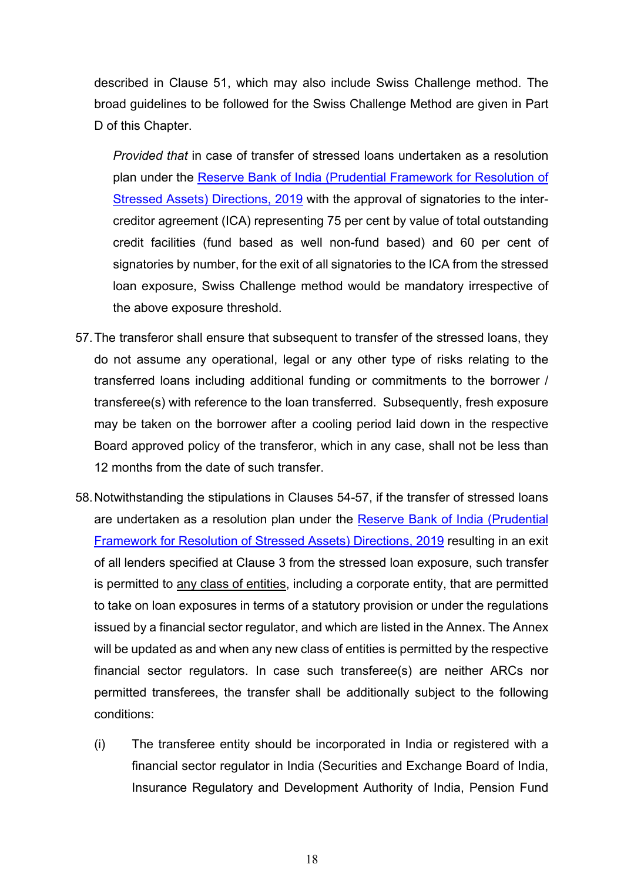described in Clause 51, which may also include Swiss Challenge method. The broad guidelines to be followed for the Swiss Challenge Method are given in Part D of this Chapter.

> *Provided that* in case of transfer of stressed loans undertaken as a resolution plan under the [Reserve Bank of India (Prudential Framework for Resolution of Stressed Assets) Directions, 2019]() with the approval of signatories to the inter-creditor agreement (ICA) representing 75 per cent by value of total outstanding credit facilities (fund based as well non-fund based) and 60 per cent of signatories by number, for the exit of all signatories to the ICA from the stressed loan exposure, Swiss Challenge method would be mandatory irrespective of the above exposure threshold.

57. The transferor shall ensure that subsequent to transfer of the stressed loans, they do not assume any operational, legal or any other type of risks relating to the transferred loans including additional funding or commitments to the borrower / transferee(s) with reference to the loan transferred. Subsequently, fresh exposure may be taken on the borrower after a cooling period laid down in the respective Board approved policy of the transferor, which in any case, shall not be less than 12 months from the date of such transfer.

58. Notwithstanding the stipulations in Clauses 54-57, if the transfer of stressed loans are undertaken as a resolution plan under the [Reserve Bank of India (Prudential Framework for Resolution of Stressed Assets) Directions, 2019]() resulting in an exit of all lenders specified at Clause 3 from the stressed loan exposure, such transfer is permitted to <u>any class of entities</u>, including a corporate entity, that are permitted to take on loan exposures in terms of a statutory provision or under the regulations issued by a financial sector regulator, and which are listed in the Annex. The Annex will be updated as and when any new class of entities is permitted by the respective financial sector regulators. In case such transferee(s) are neither ARCs nor permitted transferees, the transfer shall be additionally subject to the following conditions:

    (i) The transferee entity should be incorporated in India or registered with a financial sector regulator in India (Securities and Exchange Board of India, Insurance Regulatory and Development Authority of India, Pension Fund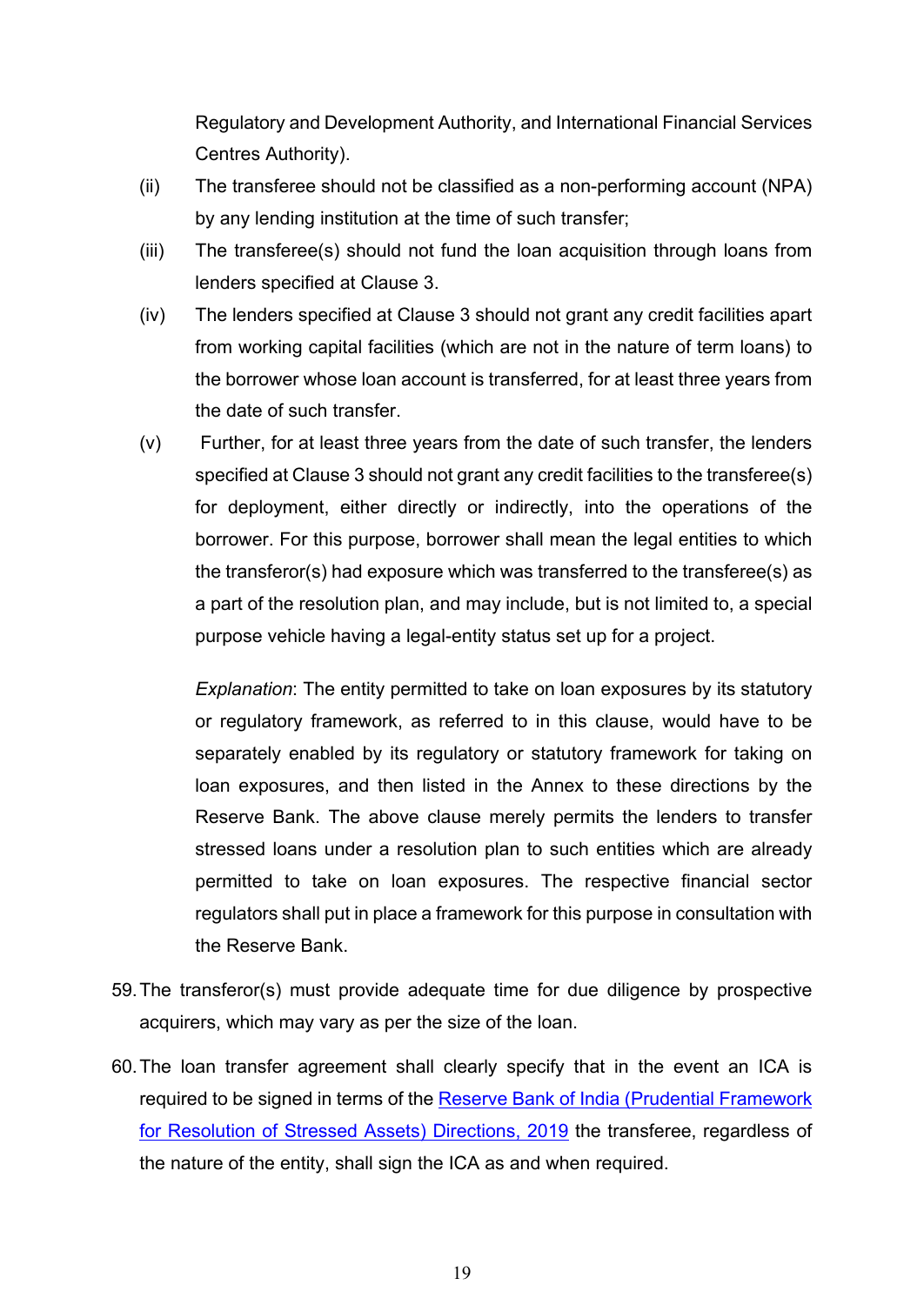Regulatory and Development Authority, and International Financial Services Centres Authority).

(ii) The transferee should not be classified as a non-performing account (NPA) by any lending institution at the time of such transfer;

(iii) The transferee(s) should not fund the loan acquisition through loans from lenders specified at Clause 3.

(iv) The lenders specified at Clause 3 should not grant any credit facilities apart from working capital facilities (which are not in the nature of term loans) to the borrower whose loan account is transferred, for at least three years from the date of such transfer.

(v) Further, for at least three years from the date of such transfer, the lenders specified at Clause 3 should not grant any credit facilities to the transferee(s) for deployment, either directly or indirectly, into the operations of the borrower. For this purpose, borrower shall mean the legal entities to which the transferor(s) had exposure which was transferred to the transferee(s) as a part of the resolution plan, and may include, but is not limited to, a special purpose vehicle having a legal-entity status set up for a project.

*Explanation*: The entity permitted to take on loan exposures by its statutory or regulatory framework, as referred to in this clause, would have to be separately enabled by its regulatory or statutory framework for taking on loan exposures, and then listed in the Annex to these directions by the Reserve Bank. The above clause merely permits the lenders to transfer stressed loans under a resolution plan to such entities which are already permitted to take on loan exposures. The respective financial sector regulators shall put in place a framework for this purpose in consultation with the Reserve Bank.

59. The transferor(s) must provide adequate time for due diligence by prospective acquirers, which may vary as per the size of the loan.

60. The loan transfer agreement shall clearly specify that in the event an ICA is required to be signed in terms of the Reserve Bank of India (Prudential Framework for Resolution of Stressed Assets) Directions, 2019 the transferee, regardless of the nature of the entity, shall sign the ICA as and when required.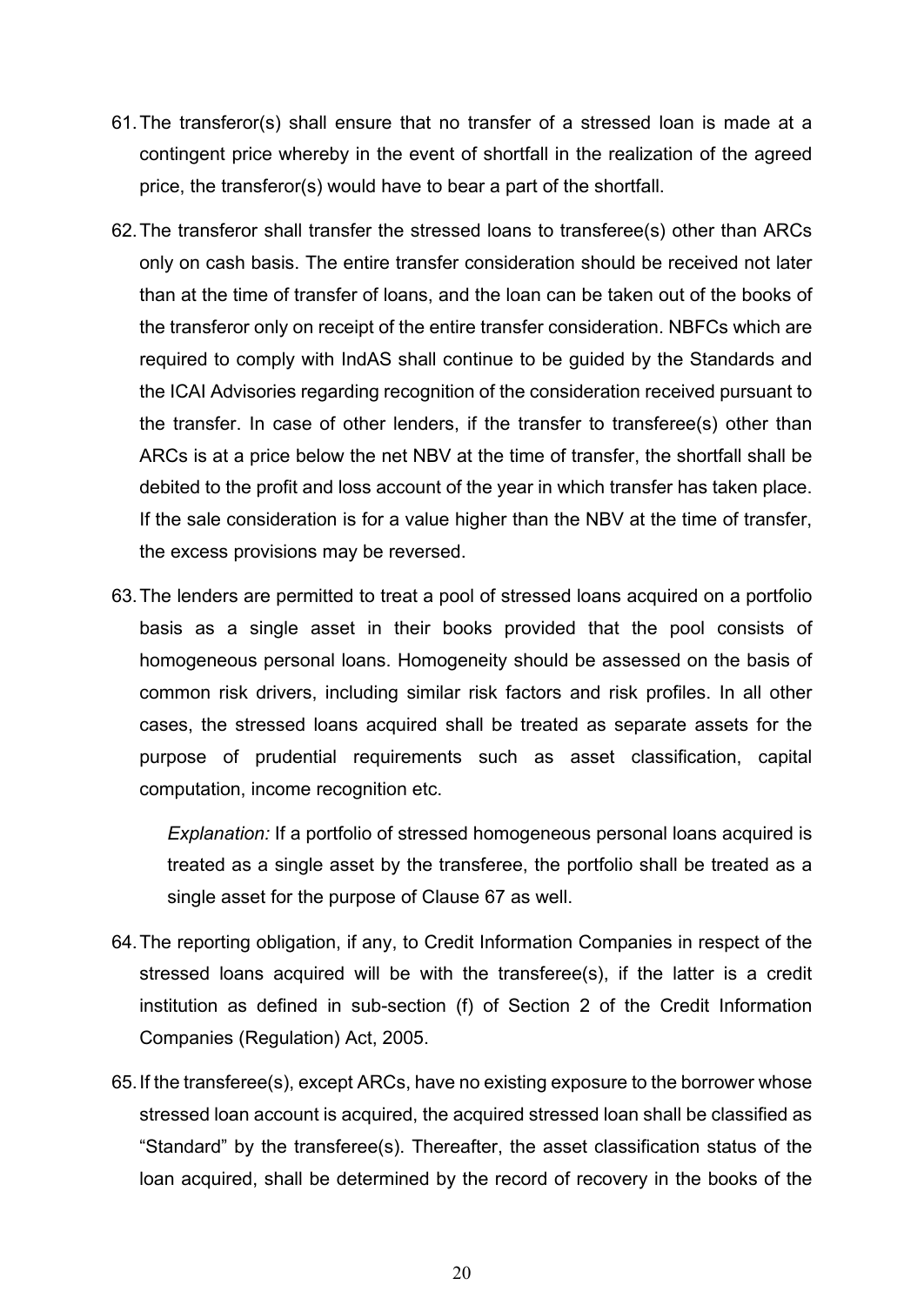61. The transferor(s) shall ensure that no transfer of a stressed loan is made at a contingent price whereby in the event of shortfall in the realization of the agreed price, the transferor(s) would have to bear a part of the shortfall.

62. The transferor shall transfer the stressed loans to transferee(s) other than ARCs only on cash basis. The entire transfer consideration should be received not later than at the time of transfer of loans, and the loan can be taken out of the books of the transferor only on receipt of the entire transfer consideration. NBFCs which are required to comply with IndAS shall continue to be guided by the Standards and the ICAI Advisories regarding recognition of the consideration received pursuant to the transfer. In case of other lenders, if the transfer to transferee(s) other than ARCs is at a price below the net NBV at the time of transfer, the shortfall shall be debited to the profit and loss account of the year in which transfer has taken place. If the sale consideration is for a value higher than the NBV at the time of transfer, the excess provisions may be reversed.

63. The lenders are permitted to treat a pool of stressed loans acquired on a portfolio basis as a single asset in their books provided that the pool consists of homogeneous personal loans. Homogeneity should be assessed on the basis of common risk drivers, including similar risk factors and risk profiles. In all other cases, the stressed loans acquired shall be treated as separate assets for the purpose of prudential requirements such as asset classification, capital computation, income recognition etc.

    *Explanation:* If a portfolio of stressed homogeneous personal loans acquired is treated as a single asset by the transferee, the portfolio shall be treated as a single asset for the purpose of Clause 67 as well.

64. The reporting obligation, if any, to Credit Information Companies in respect of the stressed loans acquired will be with the transferee(s), if the latter is a credit institution as defined in sub-section (f) of Section 2 of the Credit Information Companies (Regulation) Act, 2005.

65. If the transferee(s), except ARCs, have no existing exposure to the borrower whose stressed loan account is acquired, the acquired stressed loan shall be classified as "Standard" by the transferee(s). Thereafter, the asset classification status of the loan acquired, shall be determined by the record of recovery in the books of the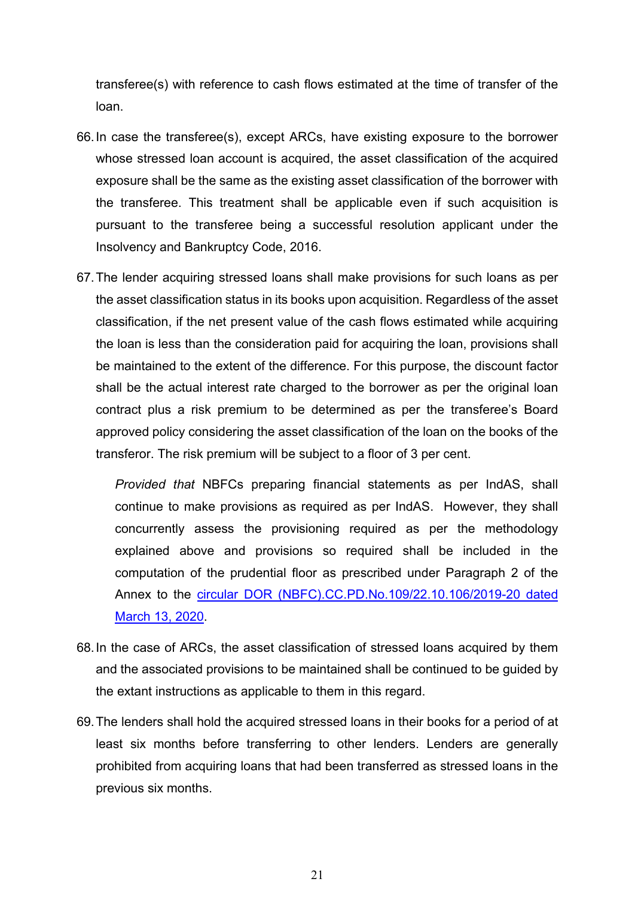transferee(s) with reference to cash flows estimated at the time of transfer of the loan.

66. In case the transferee(s), except ARCs, have existing exposure to the borrower whose stressed loan account is acquired, the asset classification of the acquired exposure shall be the same as the existing asset classification of the borrower with the transferee. This treatment shall be applicable even if such acquisition is pursuant to the transferee being a successful resolution applicant under the Insolvency and Bankruptcy Code, 2016.

67. The lender acquiring stressed loans shall make provisions for such loans as per the asset classification status in its books upon acquisition. Regardless of the asset classification, if the net present value of the cash flows estimated while acquiring the loan is less than the consideration paid for acquiring the loan, provisions shall be maintained to the extent of the difference. For this purpose, the discount factor shall be the actual interest rate charged to the borrower as per the original loan contract plus a risk premium to be determined as per the transferee's Board approved policy considering the asset classification of the loan on the books of the transferor. The risk premium will be subject to a floor of 3 per cent.

    *Provided that* NBFCs preparing financial statements as per IndAS, shall continue to make provisions as required as per IndAS. However, they shall concurrently assess the provisioning required as per the methodology explained above and provisions so required shall be included in the computation of the prudential floor as prescribed under Paragraph 2 of the Annex to the [circular DOR (NBFC).CC.PD.No.109/22.10.106/2019-20 dated March 13, 2020](#).

68. In the case of ARCs, the asset classification of stressed loans acquired by them and the associated provisions to be maintained shall be continued to be guided by the extant instructions as applicable to them in this regard.

69. The lenders shall hold the acquired stressed loans in their books for a period of at least six months before transferring to other lenders. Lenders are generally prohibited from acquiring loans that had been transferred as stressed loans in the previous six months.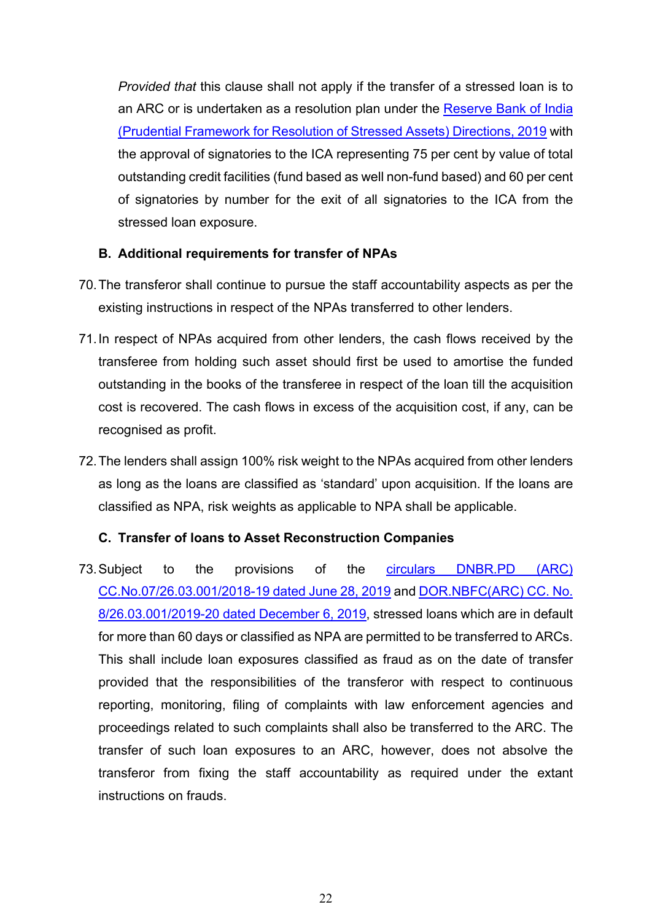*Provided that* this clause shall not apply if the transfer of a stressed loan is to an ARC or is undertaken as a resolution plan under the [Reserve Bank of India (Prudential Framework for Resolution of Stressed Assets) Directions, 2019] with the approval of signatories to the ICA representing 75 per cent by value of total outstanding credit facilities (fund based as well non-fund based) and 60 per cent of signatories by number for the exit of all signatories to the ICA from the stressed loan exposure.

### B. Additional requirements for transfer of NPAs

70. The transferor shall continue to pursue the staff accountability aspects as per the existing instructions in respect of the NPAs transferred to other lenders.

71. In respect of NPAs acquired from other lenders, the cash flows received by the transferee from holding such asset should first be used to amortise the funded outstanding in the books of the transferee in respect of the loan till the acquisition cost is recovered. The cash flows in excess of the acquisition cost, if any, can be recognised as profit.

72. The lenders shall assign 100% risk weight to the NPAs acquired from other lenders as long as the loans are classified as 'standard' upon acquisition. If the loans are classified as NPA, risk weights as applicable to NPA shall be applicable.

### C. Transfer of loans to Asset Reconstruction Companies

73. Subject to the provisions of the [circulars DNBR.PD (ARC) CC.No.07/26.03.001/2018-19 dated June 28, 2019] and [DOR.NBFC(ARC) CC. No. 8/26.03.001/2019-20 dated December 6, 2019], stressed loans which are in default for more than 60 days or classified as NPA are permitted to be transferred to ARCs. This shall include loan exposures classified as fraud as on the date of transfer provided that the responsibilities of the transferor with respect to continuous reporting, monitoring, filing of complaints with law enforcement agencies and proceedings related to such complaints shall also be transferred to the ARC. The transfer of such loan exposures to an ARC, however, does not absolve the transferor from fixing the staff accountability as required under the extant instructions on frauds.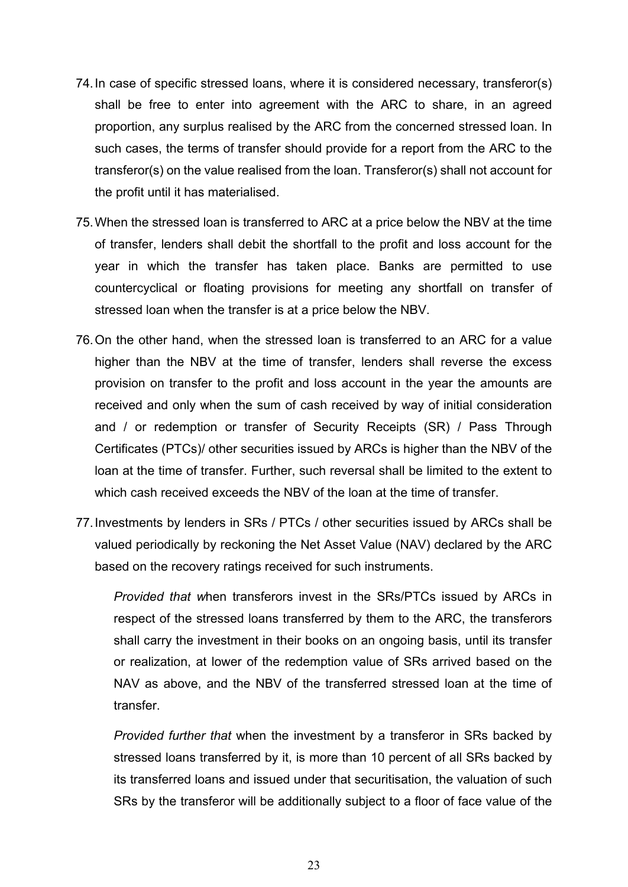74. In case of specific stressed loans, where it is considered necessary, transferor(s) shall be free to enter into agreement with the ARC to share, in an agreed proportion, any surplus realised by the ARC from the concerned stressed loan. In such cases, the terms of transfer should provide for a report from the ARC to the transferor(s) on the value realised from the loan. Transferor(s) shall not account for the profit until it has materialised.

75. When the stressed loan is transferred to ARC at a price below the NBV at the time of transfer, lenders shall debit the shortfall to the profit and loss account for the year in which the transfer has taken place. Banks are permitted to use countercyclical or floating provisions for meeting any shortfall on transfer of stressed loan when the transfer is at a price below the NBV.

76. On the other hand, when the stressed loan is transferred to an ARC for a value higher than the NBV at the time of transfer, lenders shall reverse the excess provision on transfer to the profit and loss account in the year the amounts are received and only when the sum of cash received by way of initial consideration and / or redemption or transfer of Security Receipts (SR) / Pass Through Certificates (PTCs)/ other securities issued by ARCs is higher than the NBV of the loan at the time of transfer. Further, such reversal shall be limited to the extent to which cash received exceeds the NBV of the loan at the time of transfer.

77. Investments by lenders in SRs / PTCs / other securities issued by ARCs shall be valued periodically by reckoning the Net Asset Value (NAV) declared by the ARC based on the recovery ratings received for such instruments.

    *Provided that w*hen transferors invest in the SRs/PTCs issued by ARCs in respect of the stressed loans transferred by them to the ARC, the transferors shall carry the investment in their books on an ongoing basis, until its transfer or realization, at lower of the redemption value of SRs arrived based on the NAV as above, and the NBV of the transferred stressed loan at the time of transfer.

    *Provided further that* when the investment by a transferor in SRs backed by stressed loans transferred by it, is more than 10 percent of all SRs backed by its transferred loans and issued under that securitisation, the valuation of such SRs by the transferor will be additionally subject to a floor of face value of the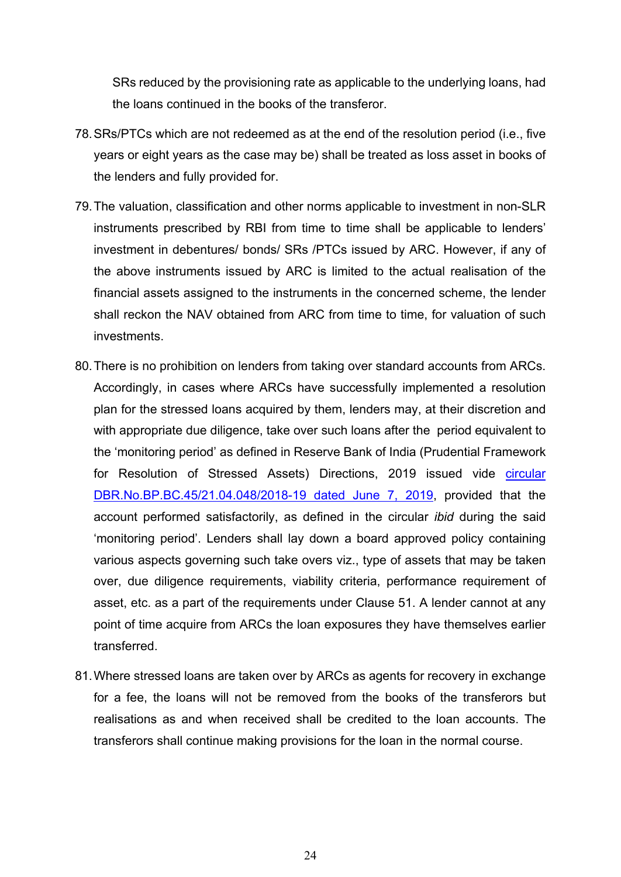SRs reduced by the provisioning rate as applicable to the underlying loans, had the loans continued in the books of the transferor.

78. SRs/PTCs which are not redeemed as at the end of the resolution period (i.e., five years or eight years as the case may be) shall be treated as loss asset in books of the lenders and fully provided for.

79. The valuation, classification and other norms applicable to investment in non-SLR instruments prescribed by RBI from time to time shall be applicable to lenders' investment in debentures/ bonds/ SRs /PTCs issued by ARC. However, if any of the above instruments issued by ARC is limited to the actual realisation of the financial assets assigned to the instruments in the concerned scheme, the lender shall reckon the NAV obtained from ARC from time to time, for valuation of such investments.

80. There is no prohibition on lenders from taking over standard accounts from ARCs. Accordingly, in cases where ARCs have successfully implemented a resolution plan for the stressed loans acquired by them, lenders may, at their discretion and with appropriate due diligence, take over such loans after the period equivalent to the 'monitoring period' as defined in Reserve Bank of India (Prudential Framework for Resolution of Stressed Assets) Directions, 2019 issued vide circular DBR.No.BP.BC.45/21.04.048/2018-19 dated June 7, 2019, provided that the account performed satisfactorily, as defined in the circular *ibid* during the said 'monitoring period'. Lenders shall lay down a board approved policy containing various aspects governing such take overs viz., type of assets that may be taken over, due diligence requirements, viability criteria, performance requirement of asset, etc. as a part of the requirements under Clause 51. A lender cannot at any point of time acquire from ARCs the loan exposures they have themselves earlier transferred.

81. Where stressed loans are taken over by ARCs as agents for recovery in exchange for a fee, the loans will not be removed from the books of the transferors but realisations as and when received shall be credited to the loan accounts. The transferors shall continue making provisions for the loan in the normal course.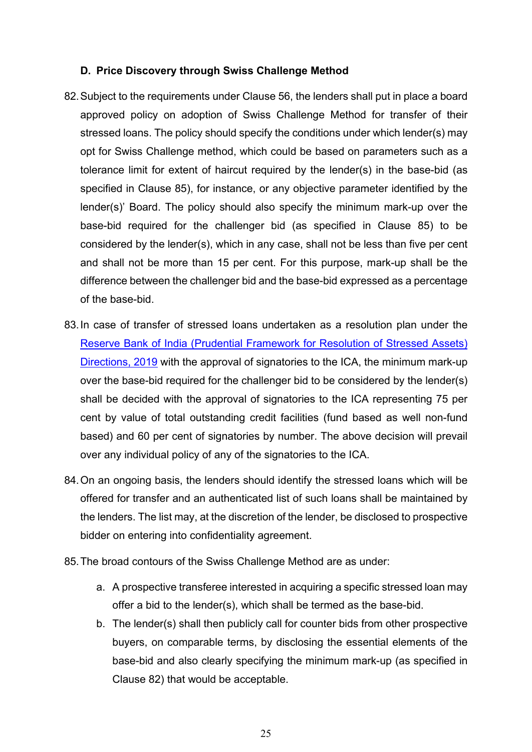### D. Price Discovery through Swiss Challenge Method

82. Subject to the requirements under Clause 56, the lenders shall put in place a board approved policy on adoption of Swiss Challenge Method for transfer of their stressed loans. The policy should specify the conditions under which lender(s) may opt for Swiss Challenge method, which could be based on parameters such as a tolerance limit for extent of haircut required by the lender(s) in the base-bid (as specified in Clause 85), for instance, or any objective parameter identified by the lender(s)' Board. The policy should also specify the minimum mark-up over the base-bid required for the challenger bid (as specified in Clause 85) to be considered by the lender(s), which in any case, shall not be less than five per cent and shall not be more than 15 per cent. For this purpose, mark-up shall be the difference between the challenger bid and the base-bid expressed as a percentage of the base-bid.

83. In case of transfer of stressed loans undertaken as a resolution plan under the [Reserve Bank of India (Prudential Framework for Resolution of Stressed Assets) Directions, 2019]() with the approval of signatories to the ICA, the minimum mark-up over the base-bid required for the challenger bid to be considered by the lender(s) shall be decided with the approval of signatories to the ICA representing 75 per cent by value of total outstanding credit facilities (fund based as well non-fund based) and 60 per cent of signatories by number. The above decision will prevail over any individual policy of any of the signatories to the ICA.

84. On an ongoing basis, the lenders should identify the stressed loans which will be offered for transfer and an authenticated list of such loans shall be maintained by the lenders. The list may, at the discretion of the lender, be disclosed to prospective bidder on entering into confidentiality agreement.

85. The broad contours of the Swiss Challenge Method are as under:

    a. A prospective transferee interested in acquiring a specific stressed loan may offer a bid to the lender(s), which shall be termed as the base-bid.

    b. The lender(s) shall then publicly call for counter bids from other prospective buyers, on comparable terms, by disclosing the essential elements of the base-bid and also clearly specifying the minimum mark-up (as specified in Clause 82) that would be acceptable.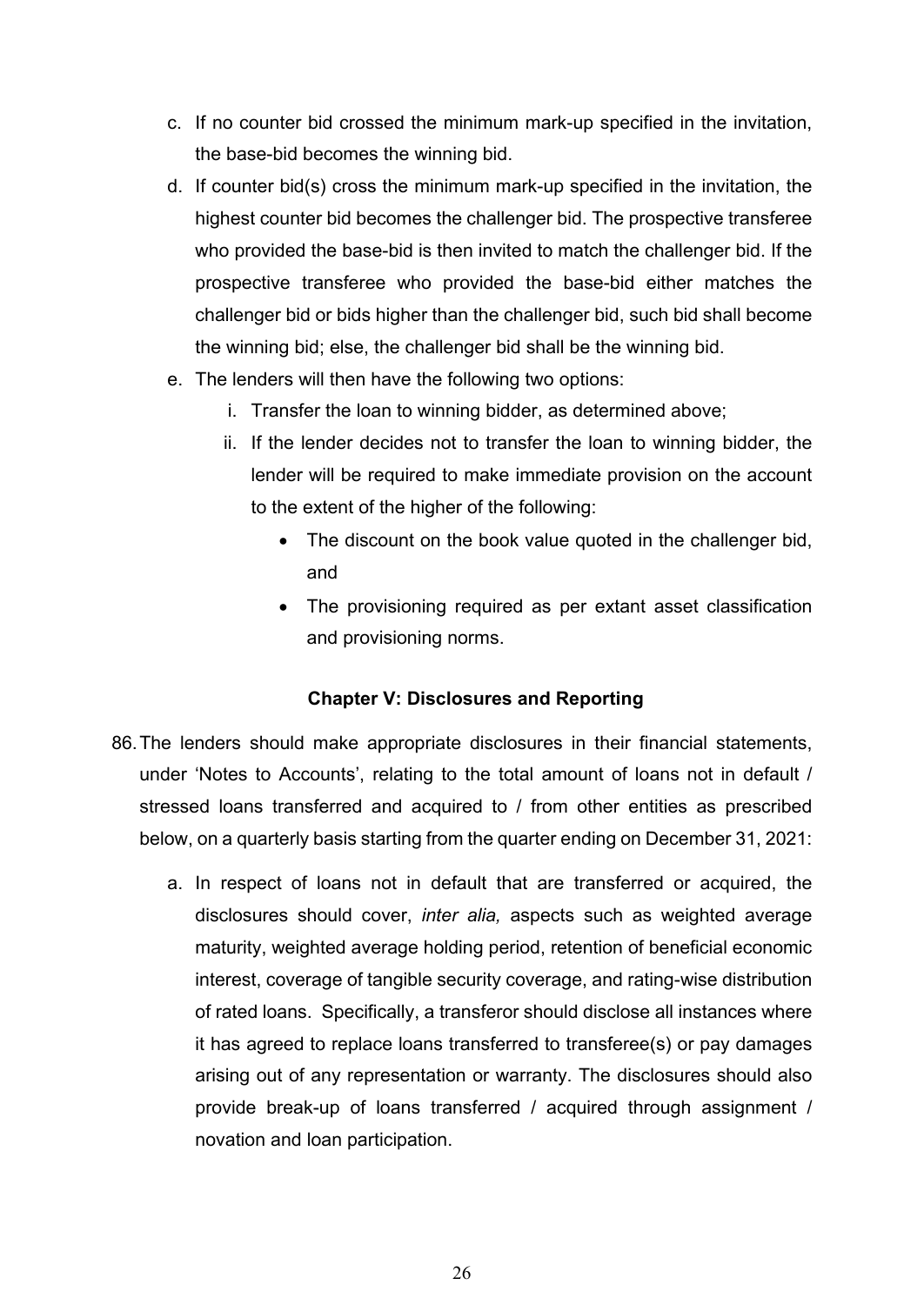c. If no counter bid crossed the minimum mark-up specified in the invitation, the base-bid becomes the winning bid.

d. If counter bid(s) cross the minimum mark-up specified in the invitation, the highest counter bid becomes the challenger bid. The prospective transferee who provided the base-bid is then invited to match the challenger bid. If the prospective transferee who provided the base-bid either matches the challenger bid or bids higher than the challenger bid, such bid shall become the winning bid; else, the challenger bid shall be the winning bid.

e. The lenders will then have the following two options:

   i. Transfer the loan to winning bidder, as determined above;

   ii. If the lender decides not to transfer the loan to winning bidder, the lender will be required to make immediate provision on the account to the extent of the higher of the following:

      - The discount on the book value quoted in the challenger bid, and
      - The provisioning required as per extant asset classification and provisioning norms.

## Chapter V: Disclosures and Reporting

86. The lenders should make appropriate disclosures in their financial statements, under 'Notes to Accounts', relating to the total amount of loans not in default / stressed loans transferred and acquired to / from other entities as prescribed below, on a quarterly basis starting from the quarter ending on December 31, 2021:

    a. In respect of loans not in default that are transferred or acquired, the disclosures should cover, *inter alia,* aspects such as weighted average maturity, weighted average holding period, retention of beneficial economic interest, coverage of tangible security coverage, and rating-wise distribution of rated loans. Specifically, a transferor should disclose all instances where it has agreed to replace loans transferred to transferee(s) or pay damages arising out of any representation or warranty. The disclosures should also provide break-up of loans transferred / acquired through assignment / novation and loan participation.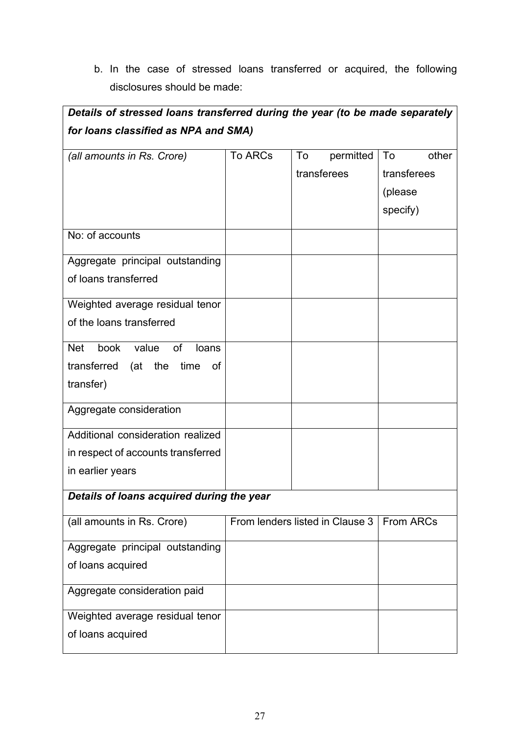b. In the case of stressed loans transferred or acquired, the following disclosures should be made:

| ***Details of stressed loans transferred during the year (to be made separately for loans classified as NPA and SMA)*** | | | |
|---|---|---|---|
| *(all amounts in Rs. Crore)* | To ARCs | To permitted transferees | To other transferees (please specify) |
| No: of accounts | | | |
| Aggregate principal outstanding of loans transferred | | | |
| Weighted average residual tenor of the loans transferred | | | |
| Net book value of loans transferred (at the time of transfer) | | | |
| Aggregate consideration | | | |
| Additional consideration realized in respect of accounts transferred in earlier years | | | |

| ***Details of loans acquired during the year*** | | |
|---|---|---|
| (all amounts in Rs. Crore) | From lenders listed in Clause 3 | From ARCs |
| Aggregate principal outstanding of loans acquired | | |
| Aggregate consideration paid | | |
| Weighted average residual tenor of loans acquired | | |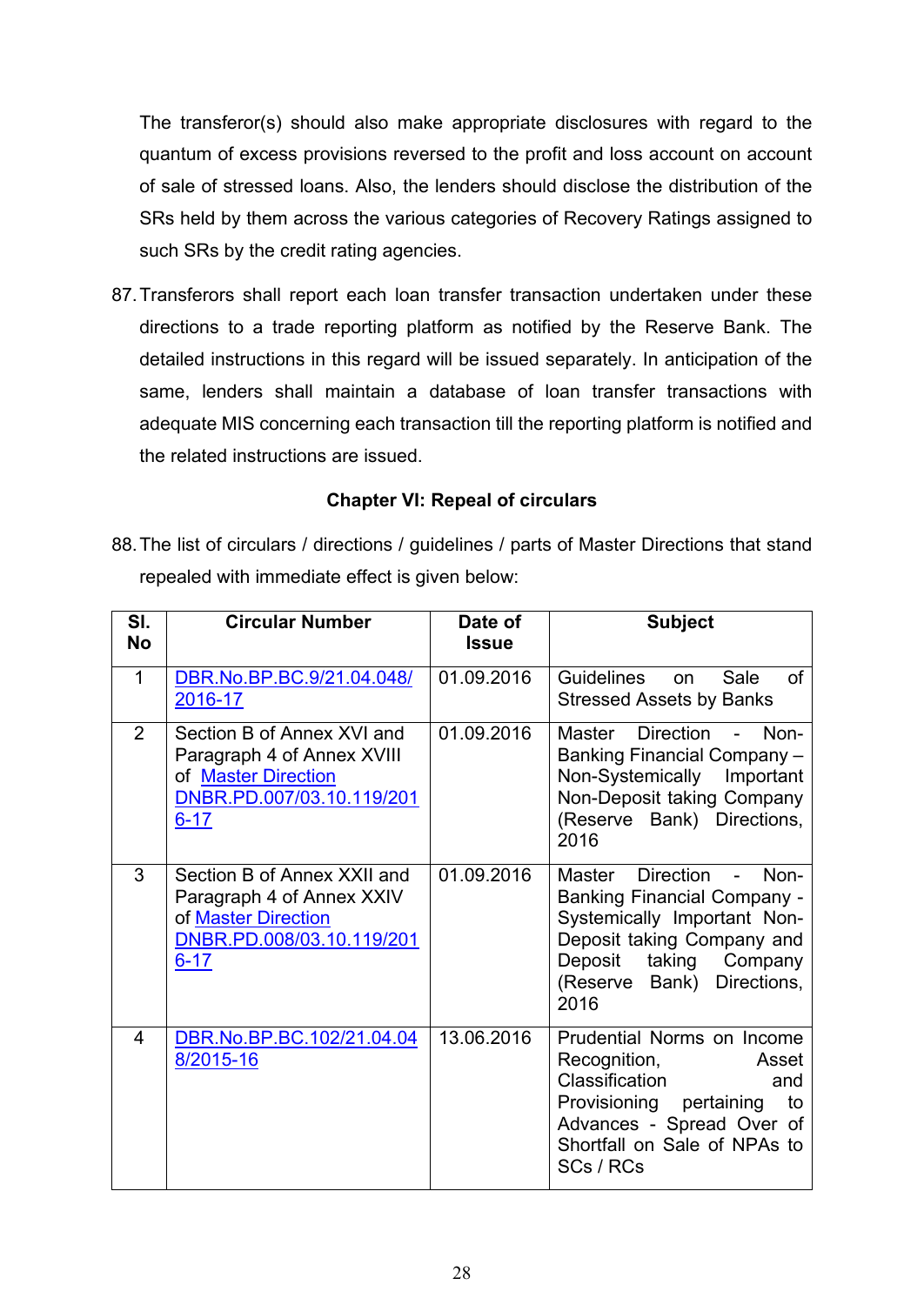The transferor(s) should also make appropriate disclosures with regard to the quantum of excess provisions reversed to the profit and loss account on account of sale of stressed loans. Also, the lenders should disclose the distribution of the SRs held by them across the various categories of Recovery Ratings assigned to such SRs by the credit rating agencies.

87. Transferors shall report each loan transfer transaction undertaken under these directions to a trade reporting platform as notified by the Reserve Bank. The detailed instructions in this regard will be issued separately. In anticipation of the same, lenders shall maintain a database of loan transfer transactions with adequate MIS concerning each transaction till the reporting platform is notified and the related instructions are issued.

### Chapter VI: Repeal of circulars

88. The list of circulars / directions / guidelines / parts of Master Directions that stand repealed with immediate effect is given below:

| Sl. No | Circular Number | Date of Issue | Subject |
|---|---|---|---|
| 1 | DBR.No.BP.BC.9/21.04.048/2016-17 | 01.09.2016 | Guidelines on Sale of Stressed Assets by Banks |
| 2 | Section B of Annex XVI and Paragraph 4 of Annex XVIII of Master Direction DNBR.PD.007/03.10.119/2016-17 | 01.09.2016 | Master Direction - Non-Banking Financial Company – Non-Systemically Important Non-Deposit taking Company (Reserve Bank) Directions, 2016 |
| 3 | Section B of Annex XXII and Paragraph 4 of Annex XXIV of Master Direction DNBR.PD.008/03.10.119/2016-17 | 01.09.2016 | Master Direction - Non-Banking Financial Company - Systemically Important Non-Deposit taking Company and Deposit taking Company (Reserve Bank) Directions, 2016 |
| 4 | DBR.No.BP.BC.102/21.04.048/2015-16 | 13.06.2016 | Prudential Norms on Income Recognition, Asset Classification and Provisioning pertaining to Advances - Spread Over of Shortfall on Sale of NPAs to SCs / RCs |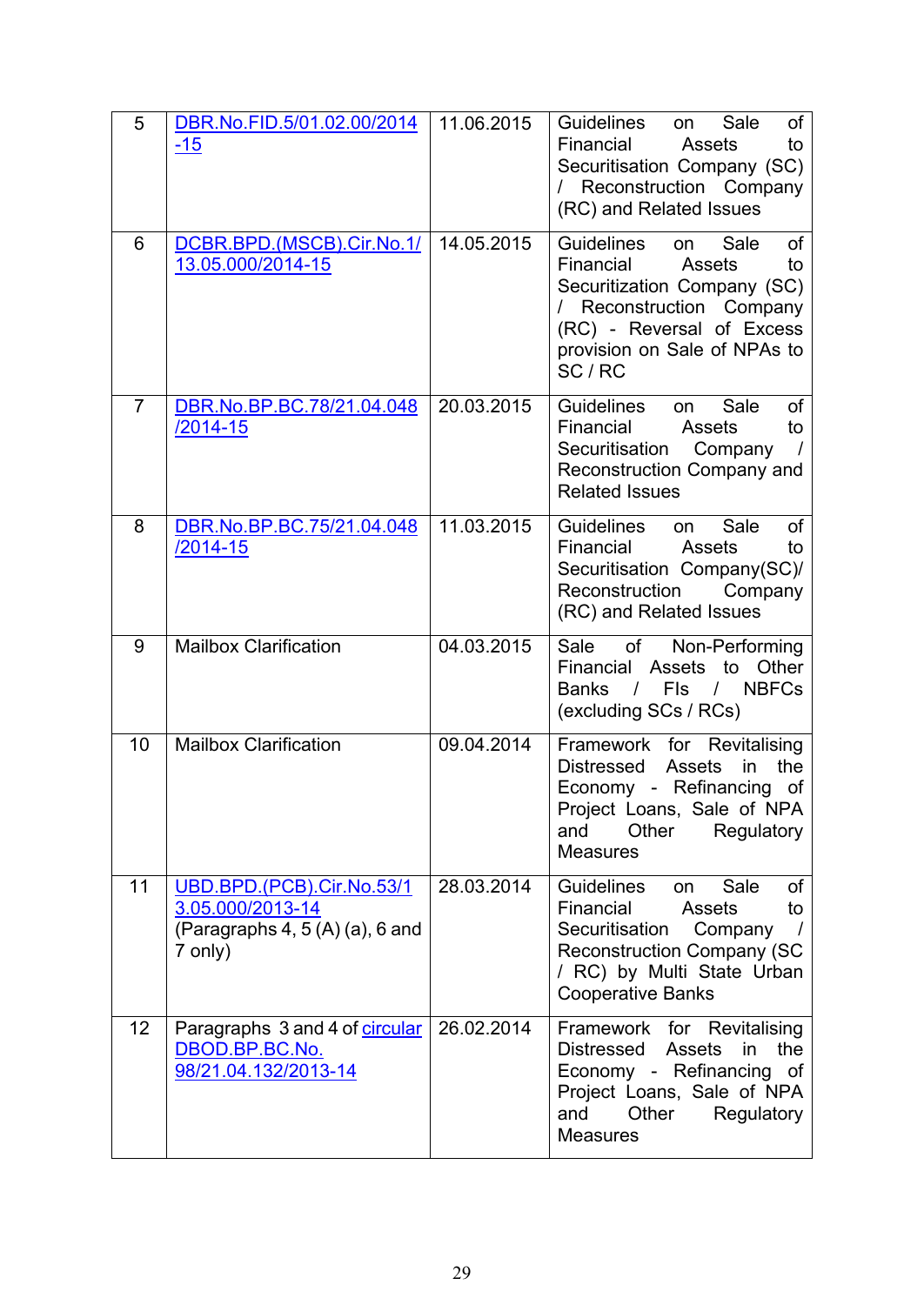| 5 | DBR.No.FID.5/01.02.00/2014-15 | 11.06.2015 | Guidelines on Sale of Financial Assets to Securitisation Company (SC) / Reconstruction Company (RC) and Related Issues |
|---|---|---|---|
| 6 | DCBR.BPD.(MSCB).Cir.No.1/13.05.000/2014-15 | 14.05.2015 | Guidelines on Sale of Financial Assets to Securitization Company (SC) / Reconstruction Company (RC) - Reversal of Excess provision on Sale of NPAs to SC / RC |
| 7 | DBR.No.BP.BC.78/21.04.048/2014-15 | 20.03.2015 | Guidelines on Sale of Financial Assets to Securitisation Company / Reconstruction Company and Related Issues |
| 8 | DBR.No.BP.BC.75/21.04.048/2014-15 | 11.03.2015 | Guidelines on Sale of Financial Assets to Securitisation Company(SC)/ Reconstruction Company (RC) and Related Issues |
| 9 | Mailbox Clarification | 04.03.2015 | Sale of Non-Performing Financial Assets to Other Banks / FIs / NBFCs (excluding SCs / RCs) |
| 10 | Mailbox Clarification | 09.04.2014 | Framework for Revitalising Distressed Assets in the Economy - Refinancing of Project Loans, Sale of NPA and Other Regulatory Measures |
| 11 | UBD.BPD.(PCB).Cir.No.53/13.05.000/2013-14 (Paragraphs 4, 5 (A) (a), 6 and 7 only) | 28.03.2014 | Guidelines on Sale of Financial Assets to Securitisation Company / Reconstruction Company (SC / RC) by Multi State Urban Cooperative Banks |
| 12 | Paragraphs 3 and 4 of circular DBOD.BP.BC.No.98/21.04.132/2013-14 | 26.02.2014 | Framework for Revitalising Distressed Assets in the Economy - Refinancing of Project Loans, Sale of NPA and Other Regulatory Measures |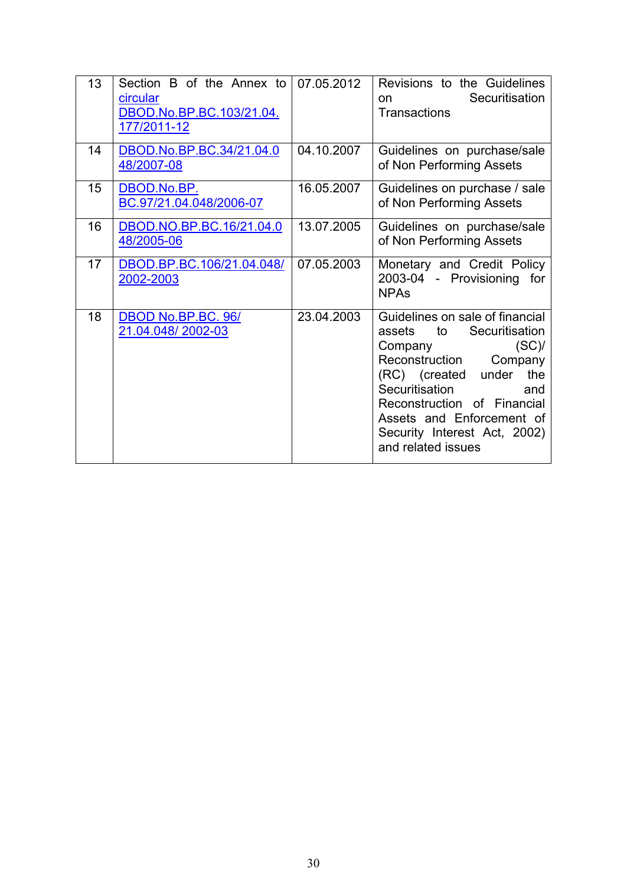| 13 | Section B of the Annex to circular DBOD.No.BP.BC.103/21.04.177/2011-12 | 07.05.2012 | Revisions to the Guidelines on Securitisation Transactions |
|---|---|---|---|
| 14 | DBOD.No.BP.BC.34/21.04.048/2007-08 | 04.10.2007 | Guidelines on purchase/sale of Non Performing Assets |
| 15 | DBOD.No.BP.BC.97/21.04.048/2006-07 | 16.05.2007 | Guidelines on purchase / sale of Non Performing Assets |
| 16 | DBOD.NO.BP.BC.16/21.04.048/2005-06 | 13.07.2005 | Guidelines on purchase/sale of Non Performing Assets |
| 17 | DBOD.BP.BC.106/21.04.048/2002-2003 | 07.05.2003 | Monetary and Credit Policy 2003-04 - Provisioning for NPAs |
| 18 | DBOD No.BP.BC. 96/ 21.04.048/ 2002-03 | 23.04.2003 | Guidelines on sale of financial assets to Securitisation Company (SC)/ Reconstruction Company (RC) (created under the Securitisation and Reconstruction of Financial Assets and Enforcement of Security Interest Act, 2002) and related issues |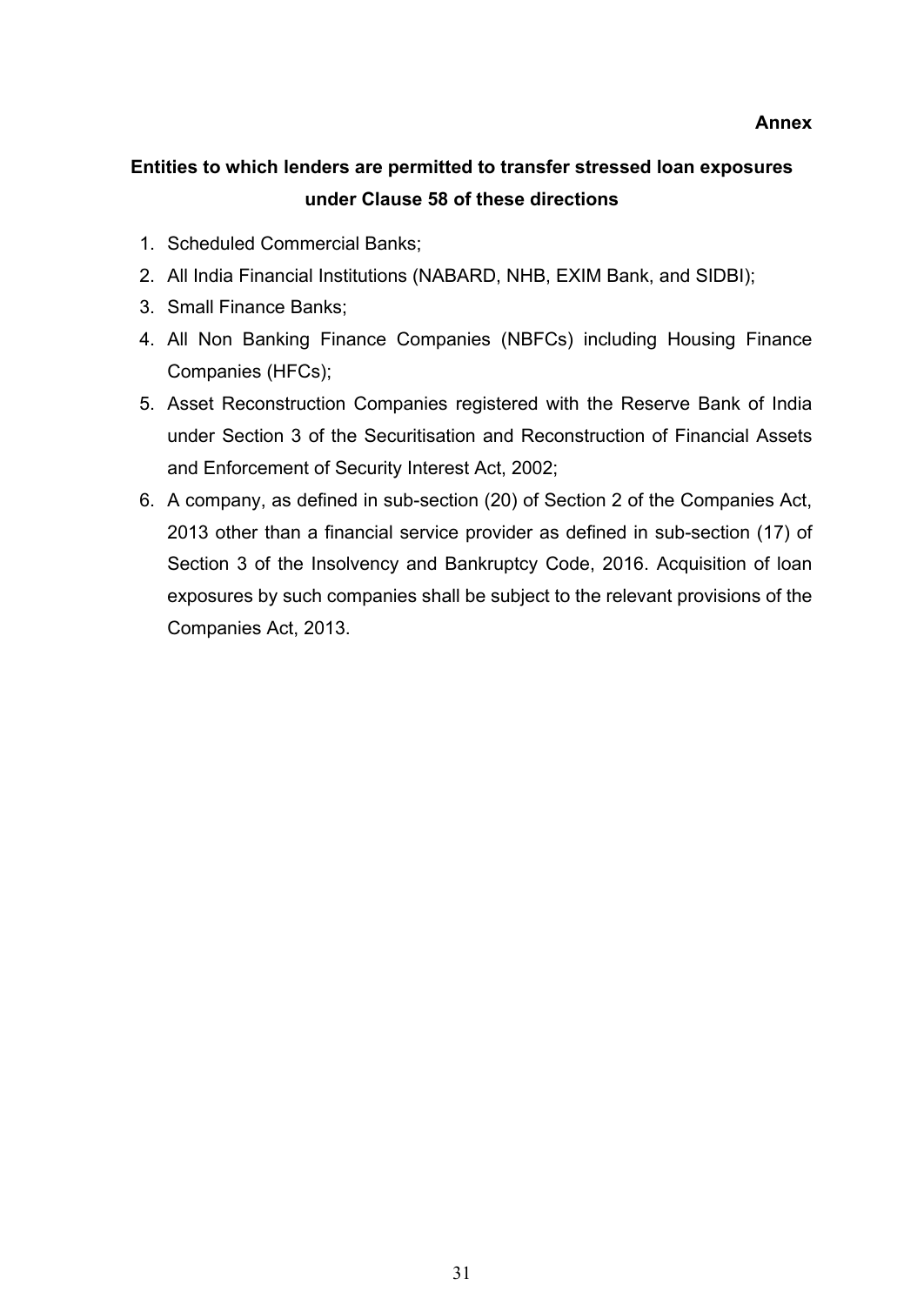**Annex**

## Entities to which lenders are permitted to transfer stressed loan exposures under Clause 58 of these directions

1. Scheduled Commercial Banks;
2. All India Financial Institutions (NABARD, NHB, EXIM Bank, and SIDBI);
3. Small Finance Banks;
4. All Non Banking Finance Companies (NBFCs) including Housing Finance Companies (HFCs);
5. Asset Reconstruction Companies registered with the Reserve Bank of India under Section 3 of the Securitisation and Reconstruction of Financial Assets and Enforcement of Security Interest Act, 2002;
6. A company, as defined in sub-section (20) of Section 2 of the Companies Act, 2013 other than a financial service provider as defined in sub-section (17) of Section 3 of the Insolvency and Bankruptcy Code, 2016. Acquisition of loan exposures by such companies shall be subject to the relevant provisions of the Companies Act, 2013.